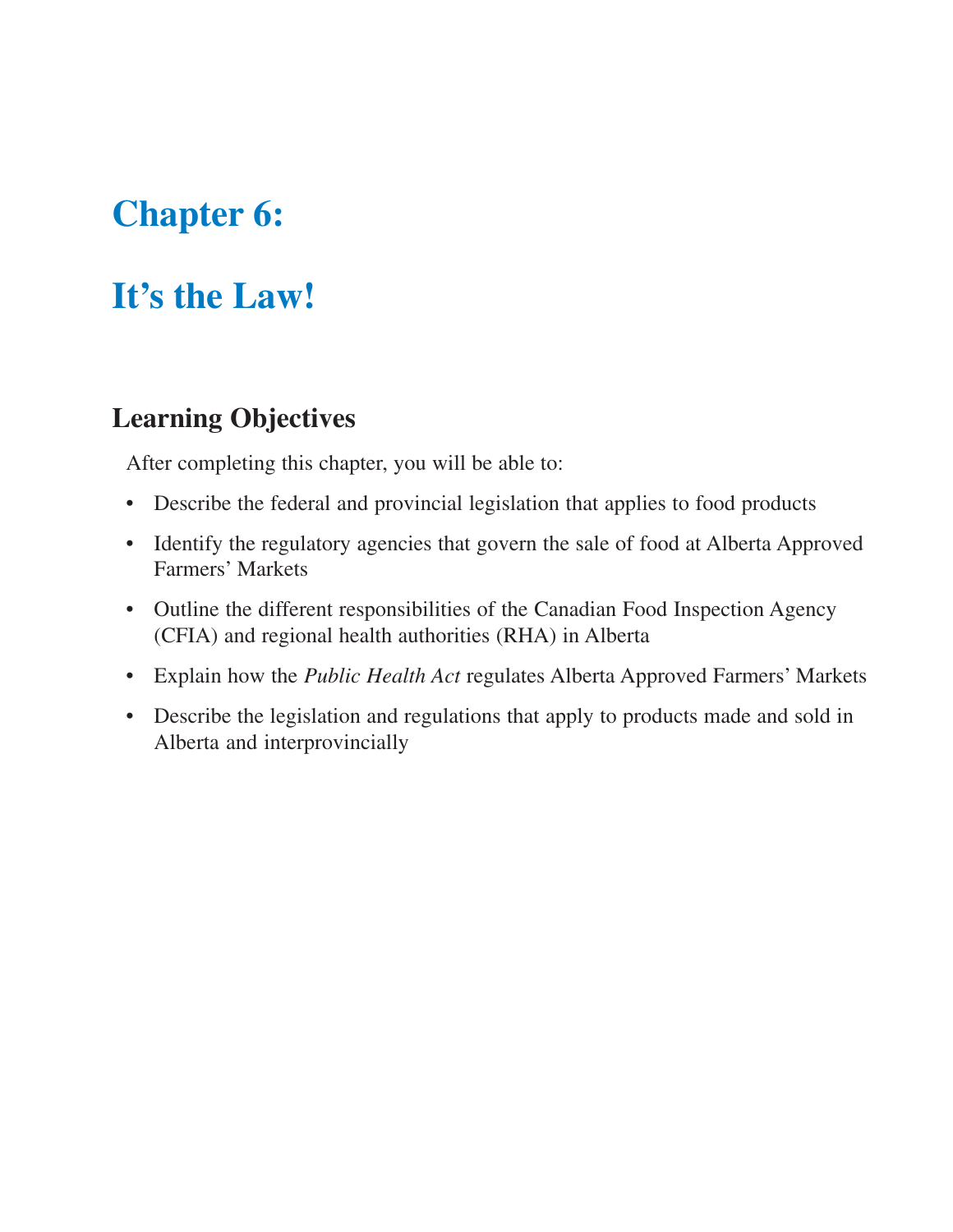# Chapter 6:

# It's the Law!

## Learning Objectives

After completing this chapter, you will be able to:

- Describe the federal and provincial legislation that applies to food products
- Identify the regulatory agencies that govern the sale of food at Alberta Approved Farmers' Markets
- Outline the different responsibilities of the Canadian Food Inspection Agency (CFIA) and regional health authorities (RHA) in Alberta
- Explain how the *Public Health Act* regulates Alberta Approved Farmers' Markets
- Describe the legislation and regulations that apply to products made and sold in Alberta and interprovincially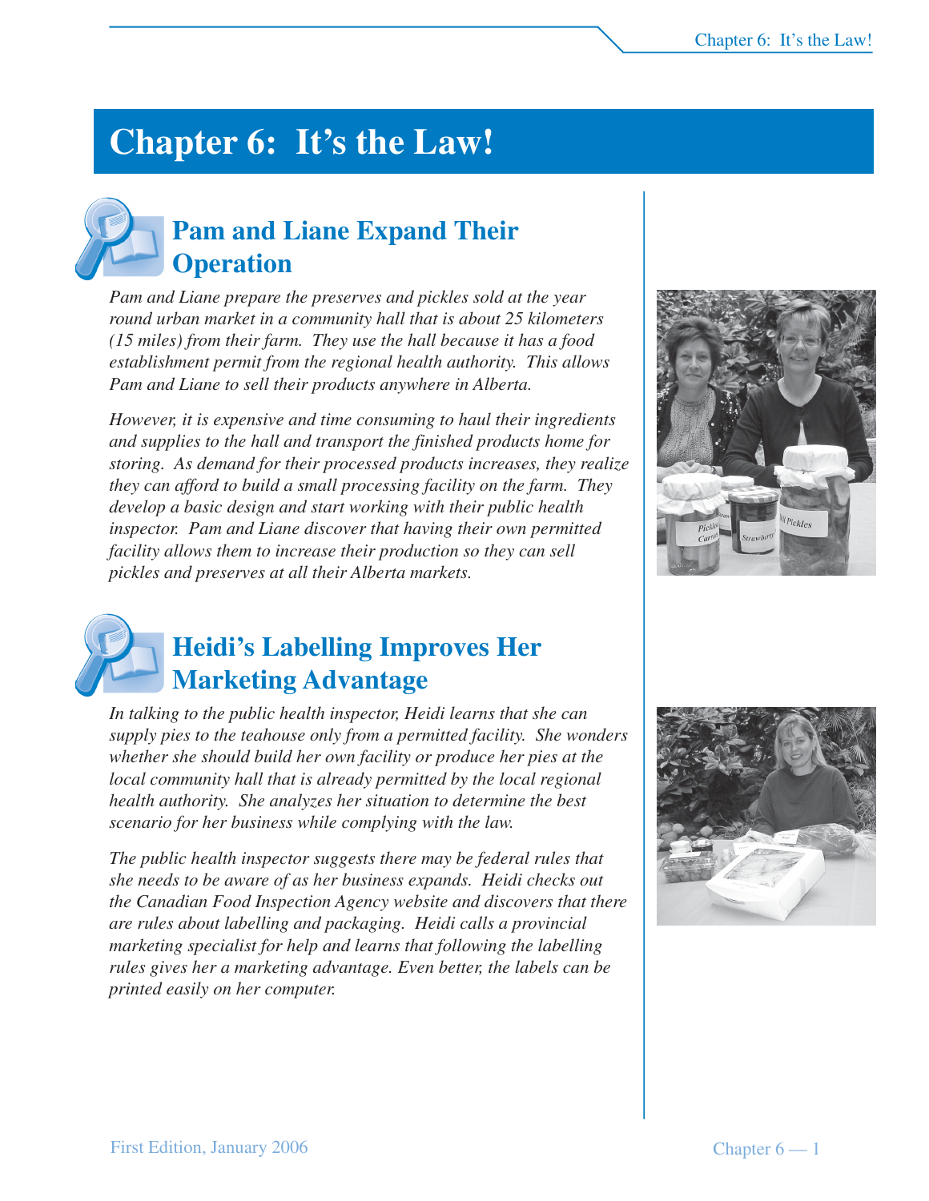# Chapter 6: It's the Law!

## Pam and Liane Expand Their Operation

*Pam and Liane prepare the preserves and pickles sold at the year round urban market in a community hall that is about 25 kilometers (15 miles) from their farm. They use the hall because it has a food establishment permit from the regional health authority. This allows Pam and Liane to sell their products anywhere in Alberta.*

*However, it is expensive and time consuming to haul their ingredients and supplies to the hall and transport the finished products home for storing. As demand for their processed products increases, they realize they can afford to build a small processing facility on the farm. They develop a basic design and start working with their public health inspector. Pam and Liane discover that having their own permitted facility allows them to increase their production so they can sell pickles and preserves at all their Alberta markets.*

## Heidi's Labelling Improves Her Marketing Advantage

*In talking to the public health inspector, Heidi learns that she can supply pies to the teahouse only from a permitted facility. She wonders whether she should build her own facility or produce her pies at the local community hall that is already permitted by the local regional health authority. She analyzes her situation to determine the best scenario for her business while complying with the law.*

*The public health inspector suggests there may be federal rules that she needs to be aware of as her business expands. Heidi checks out the Canadian Food Inspection Agency website and discovers that there are rules about labelling and packaging. Heidi calls a provincial marketing specialist for help and learns that following the labelling rules gives her a marketing advantage. Even better, the labels can be printed easily on her computer.*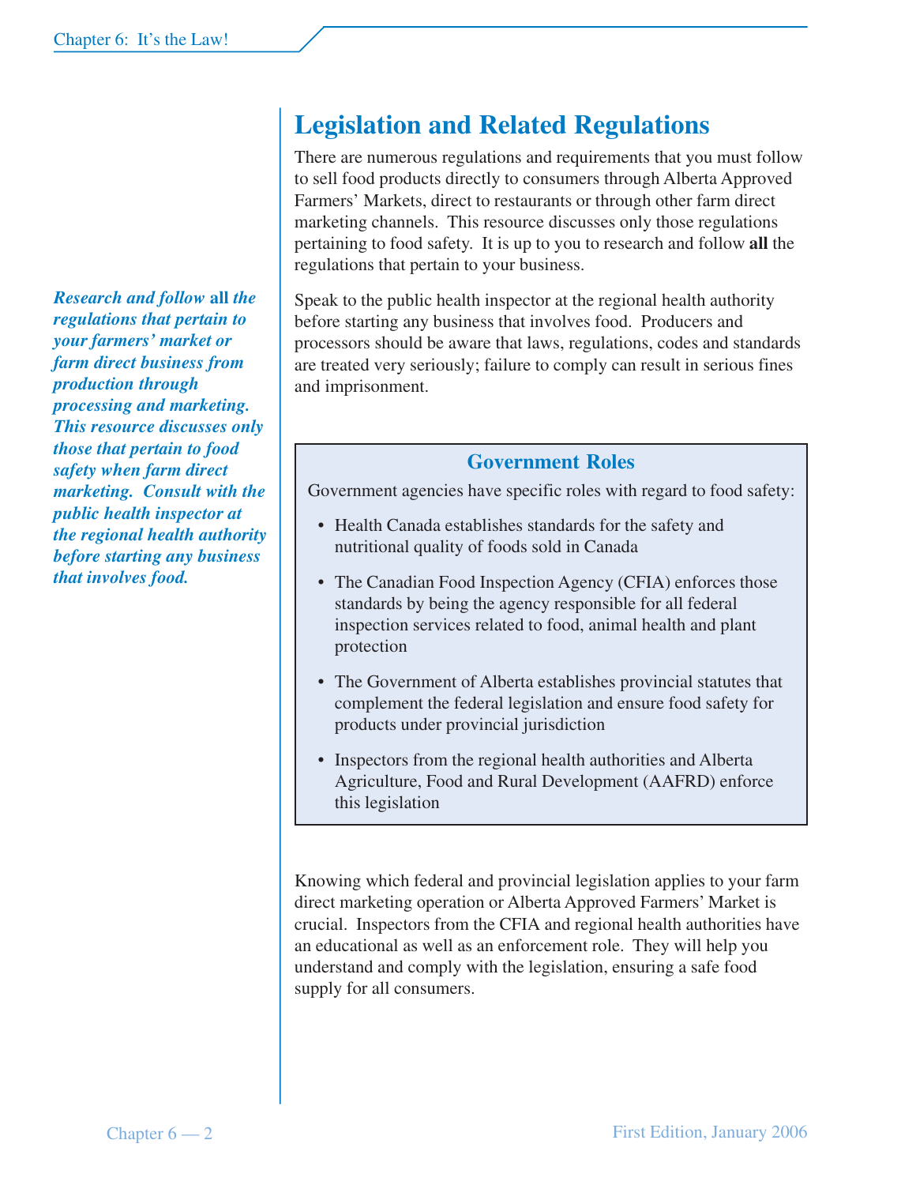## Legislation and Related Regulations

There are numerous regulations and requirements that you must follow to sell food products directly to consumers through Alberta Approved Farmers' Markets, direct to restaurants or through other farm direct marketing channels. This resource discusses only those regulations pertaining to food safety. It is up to you to research and follow **all** the regulations that pertain to your business.

*Research and follow* **all** *the regulations that pertain to your farmers' market or farm direct business from production through processing and marketing. This resource discusses only those that pertain to food safety when farm direct marketing. Consult with the public health inspector at the regional health authority before starting any business that involves food.*

Speak to the public health inspector at the regional health authority before starting any business that involves food. Producers and processors should be aware that laws, regulations, codes and standards are treated very seriously; failure to comply can result in serious fines and imprisonment.

### Government Roles

Government agencies have specific roles with regard to food safety:

- Health Canada establishes standards for the safety and nutritional quality of foods sold in Canada
- The Canadian Food Inspection Agency (CFIA) enforces those standards by being the agency responsible for all federal inspection services related to food, animal health and plant protection
- The Government of Alberta establishes provincial statutes that complement the federal legislation and ensure food safety for products under provincial jurisdiction
- Inspectors from the regional health authorities and Alberta Agriculture, Food and Rural Development (AAFRD) enforce this legislation

Knowing which federal and provincial legislation applies to your farm direct marketing operation or Alberta Approved Farmers' Market is crucial. Inspectors from the CFIA and regional health authorities have an educational as well as an enforcement role. They will help you understand and comply with the legislation, ensuring a safe food supply for all consumers.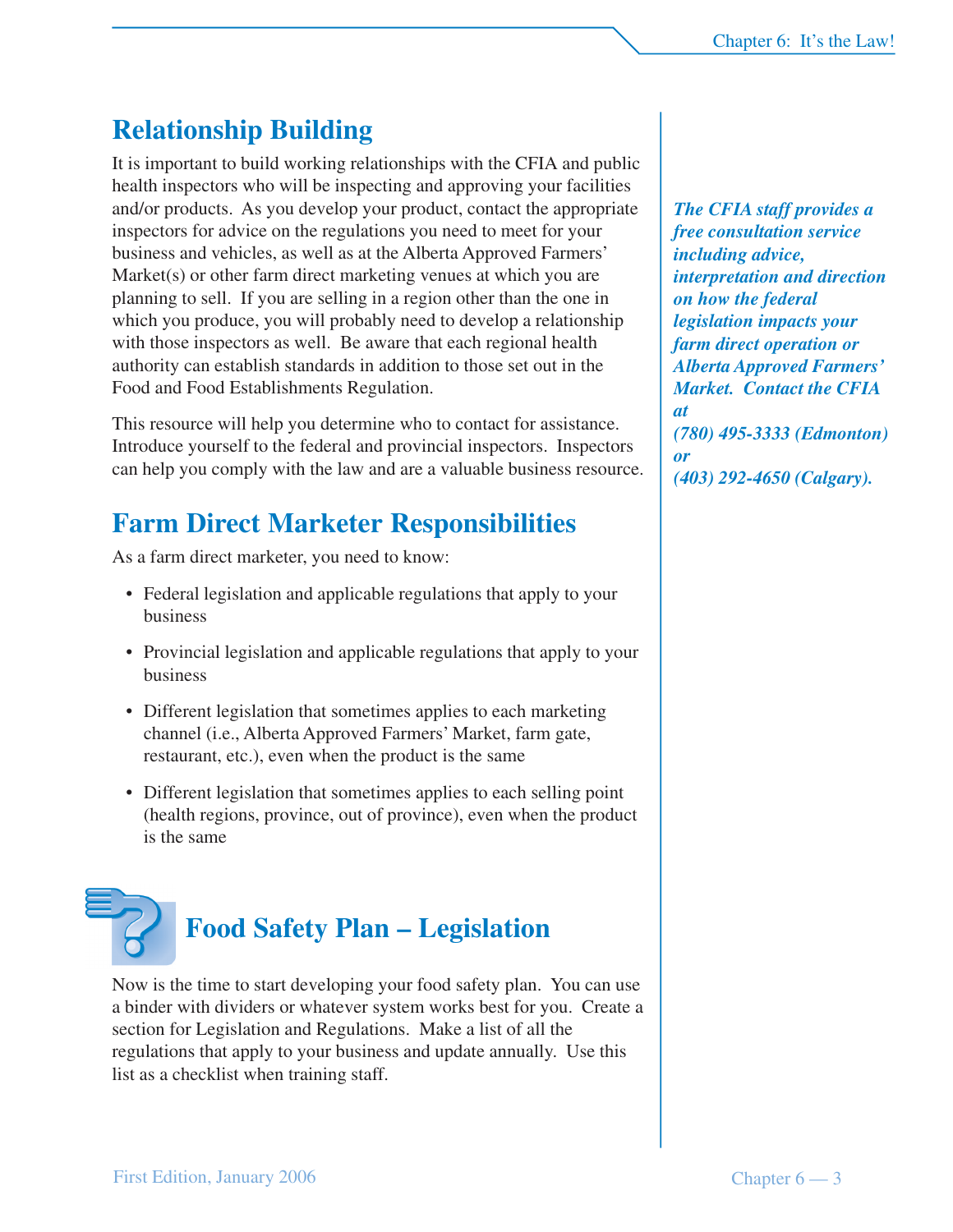## Relationship Building

It is important to build working relationships with the CFIA and public health inspectors who will be inspecting and approving your facilities and/or products. As you develop your product, contact the appropriate inspectors for advice on the regulations you need to meet for your business and vehicles, as well as at the Alberta Approved Farmers' Market(s) or other farm direct marketing venues at which you are planning to sell. If you are selling in a region other than the one in which you produce, you will probably need to develop a relationship with those inspectors as well. Be aware that each regional health authority can establish standards in addition to those set out in the Food and Food Establishments Regulation.

This resource will help you determine who to contact for assistance. Introduce yourself to the federal and provincial inspectors. Inspectors can help you comply with the law and are a valuable business resource.

***The CFIA staff provides a free consultation service including advice, interpretation and direction on how the federal legislation impacts your farm direct operation or Alberta Approved Farmers' Market. Contact the CFIA at (780) 495-3333 (Edmonton) or (403) 292-4650 (Calgary).***

## Farm Direct Marketer Responsibilities

As a farm direct marketer, you need to know:

- Federal legislation and applicable regulations that apply to your business
- Provincial legislation and applicable regulations that apply to your business
- Different legislation that sometimes applies to each marketing channel (i.e., Alberta Approved Farmers' Market, farm gate, restaurant, etc.), even when the product is the same
- Different legislation that sometimes applies to each selling point (health regions, province, out of province), even when the product is the same

## Food Safety Plan – Legislation

Now is the time to start developing your food safety plan. You can use a binder with dividers or whatever system works best for you. Create a section for Legislation and Regulations. Make a list of all the regulations that apply to your business and update annually. Use this list as a checklist when training staff.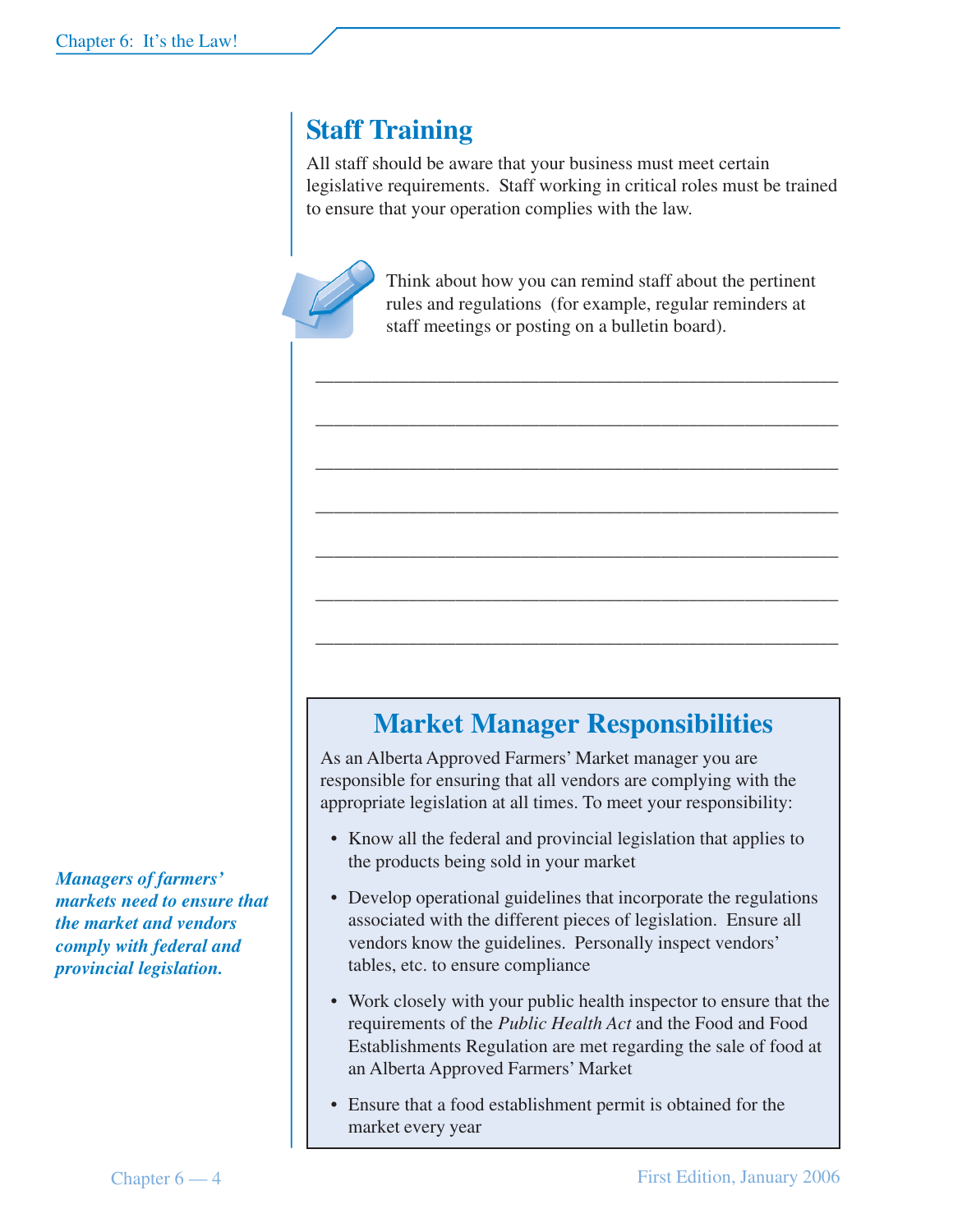## Staff Training

All staff should be aware that your business must meet certain legislative requirements. Staff working in critical roles must be trained to ensure that your operation complies with the law.

Think about how you can remind staff about the pertinent rules and regulations (for example, regular reminders at staff meetings or posting on a bulletin board).

\_\_\_\_\_\_\_\_\_\_\_\_\_\_\_\_\_\_\_\_\_\_\_\_\_\_\_\_\_\_\_\_\_\_\_\_\_\_\_\_\_\_\_\_\_\_\_\_\_\_

\_\_\_\_\_\_\_\_\_\_\_\_\_\_\_\_\_\_\_\_\_\_\_\_\_\_\_\_\_\_\_\_\_\_\_\_\_\_\_\_\_\_\_\_\_\_\_\_\_\_

\_\_\_\_\_\_\_\_\_\_\_\_\_\_\_\_\_\_\_\_\_\_\_\_\_\_\_\_\_\_\_\_\_\_\_\_\_\_\_\_\_\_\_\_\_\_\_\_\_\_

\_\_\_\_\_\_\_\_\_\_\_\_\_\_\_\_\_\_\_\_\_\_\_\_\_\_\_\_\_\_\_\_\_\_\_\_\_\_\_\_\_\_\_\_\_\_\_\_\_\_

\_\_\_\_\_\_\_\_\_\_\_\_\_\_\_\_\_\_\_\_\_\_\_\_\_\_\_\_\_\_\_\_\_\_\_\_\_\_\_\_\_\_\_\_\_\_\_\_\_\_

\_\_\_\_\_\_\_\_\_\_\_\_\_\_\_\_\_\_\_\_\_\_\_\_\_\_\_\_\_\_\_\_\_\_\_\_\_\_\_\_\_\_\_\_\_\_\_\_\_\_

\_\_\_\_\_\_\_\_\_\_\_\_\_\_\_\_\_\_\_\_\_\_\_\_\_\_\_\_\_\_\_\_\_\_\_\_\_\_\_\_\_\_\_\_\_\_\_\_\_\_

### Market Manager Responsibilities

As an Alberta Approved Farmers' Market manager you are responsible for ensuring that all vendors are complying with the appropriate legislation at all times. To meet your responsibility:

- Know all the federal and provincial legislation that applies to the products being sold in your market
- Develop operational guidelines that incorporate the regulations associated with the different pieces of legislation. Ensure all vendors know the guidelines. Personally inspect vendors' tables, etc. to ensure compliance
- Work closely with your public health inspector to ensure that the requirements of the *Public Health Act* and the Food and Food Establishments Regulation are met regarding the sale of food at an Alberta Approved Farmers' Market
- Ensure that a food establishment permit is obtained for the market every year

***Managers of farmers' markets need to ensure that the market and vendors comply with federal and provincial legislation.***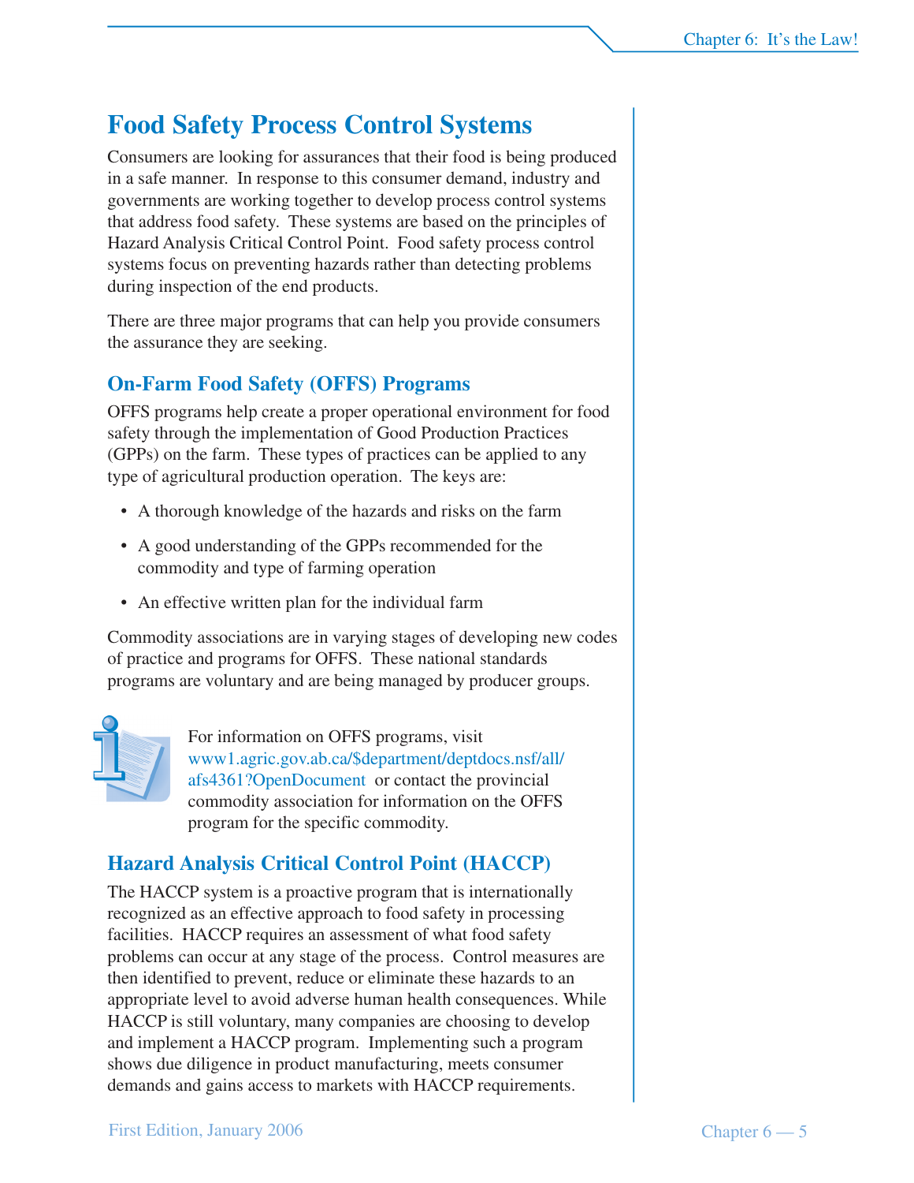## Food Safety Process Control Systems

Consumers are looking for assurances that their food is being produced in a safe manner. In response to this consumer demand, industry and governments are working together to develop process control systems that address food safety. These systems are based on the principles of Hazard Analysis Critical Control Point. Food safety process control systems focus on preventing hazards rather than detecting problems during inspection of the end products.

There are three major programs that can help you provide consumers the assurance they are seeking.

### On-Farm Food Safety (OFFS) Programs

OFFS programs help create a proper operational environment for food safety through the implementation of Good Production Practices (GPPs) on the farm. These types of practices can be applied to any type of agricultural production operation. The keys are:

- A thorough knowledge of the hazards and risks on the farm
- A good understanding of the GPPs recommended for the commodity and type of farming operation
- An effective written plan for the individual farm

Commodity associations are in varying stages of developing new codes of practice and programs for OFFS. These national standards programs are voluntary and are being managed by producer groups.

For information on OFFS programs, visit www1.agric.gov.ab.ca/$department/deptdocs.nsf/all/afs4361?OpenDocument or contact the provincial commodity association for information on the OFFS program for the specific commodity.

### Hazard Analysis Critical Control Point (HACCP)

The HACCP system is a proactive program that is internationally recognized as an effective approach to food safety in processing facilities. HACCP requires an assessment of what food safety problems can occur at any stage of the process. Control measures are then identified to prevent, reduce or eliminate these hazards to an appropriate level to avoid adverse human health consequences. While HACCP is still voluntary, many companies are choosing to develop and implement a HACCP program. Implementing such a program shows due diligence in product manufacturing, meets consumer demands and gains access to markets with HACCP requirements.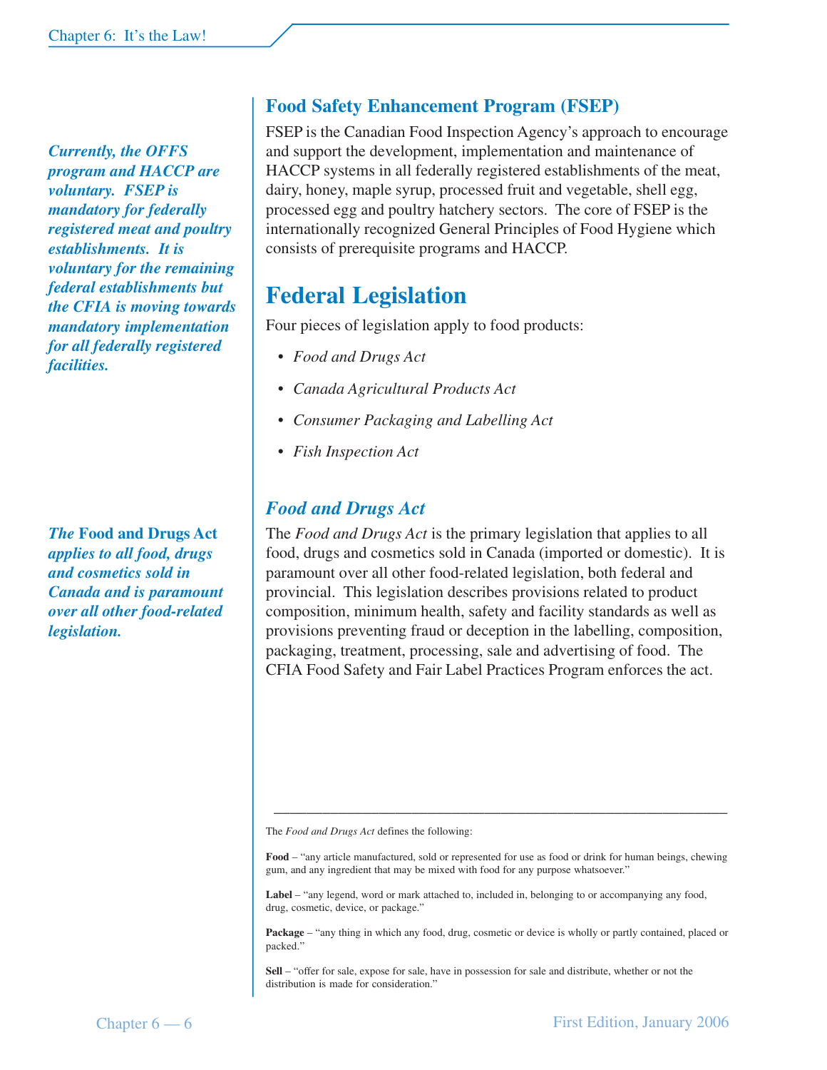## Food Safety Enhancement Program (FSEP)

FSEP is the Canadian Food Inspection Agency's approach to encourage and support the development, implementation and maintenance of HACCP systems in all federally registered establishments of the meat, dairy, honey, maple syrup, processed fruit and vegetable, shell egg, processed egg and poultry hatchery sectors. The core of FSEP is the internationally recognized General Principles of Food Hygiene which consists of prerequisite programs and HACCP.

***Currently, the OFFS program and HACCP are voluntary. FSEP is mandatory for federally registered meat and poultry establishments. It is voluntary for the remaining federal establishments but the CFIA is moving towards mandatory implementation for all federally registered facilities.***

# Federal Legislation

Four pieces of legislation apply to food products:

- *Food and Drugs Act*
- *Canada Agricultural Products Act*
- *Consumer Packaging and Labelling Act*
- *Fish Inspection Act*

### *Food and Drugs Act*

***The* Food and Drugs Act *applies to all food, drugs and cosmetics sold in Canada and is paramount over all other food-related legislation.***

The *Food and Drugs Act* is the primary legislation that applies to all food, drugs and cosmetics sold in Canada (imported or domestic). It is paramount over all other food-related legislation, both federal and provincial. This legislation describes provisions related to product composition, minimum health, safety and facility standards as well as provisions preventing fraud or deception in the labelling, composition, packaging, treatment, processing, sale and advertising of food. The CFIA Food Safety and Fair Label Practices Program enforces the act.

---

The *Food and Drugs Act* defines the following:

**Food** – "any article manufactured, sold or represented for use as food or drink for human beings, chewing gum, and any ingredient that may be mixed with food for any purpose whatsoever."

**Label** – "any legend, word or mark attached to, included in, belonging to or accompanying any food, drug, cosmetic, device, or package."

**Package** – "any thing in which any food, drug, cosmetic or device is wholly or partly contained, placed or packed."

**Sell** – "offer for sale, expose for sale, have in possession for sale and distribute, whether or not the distribution is made for consideration."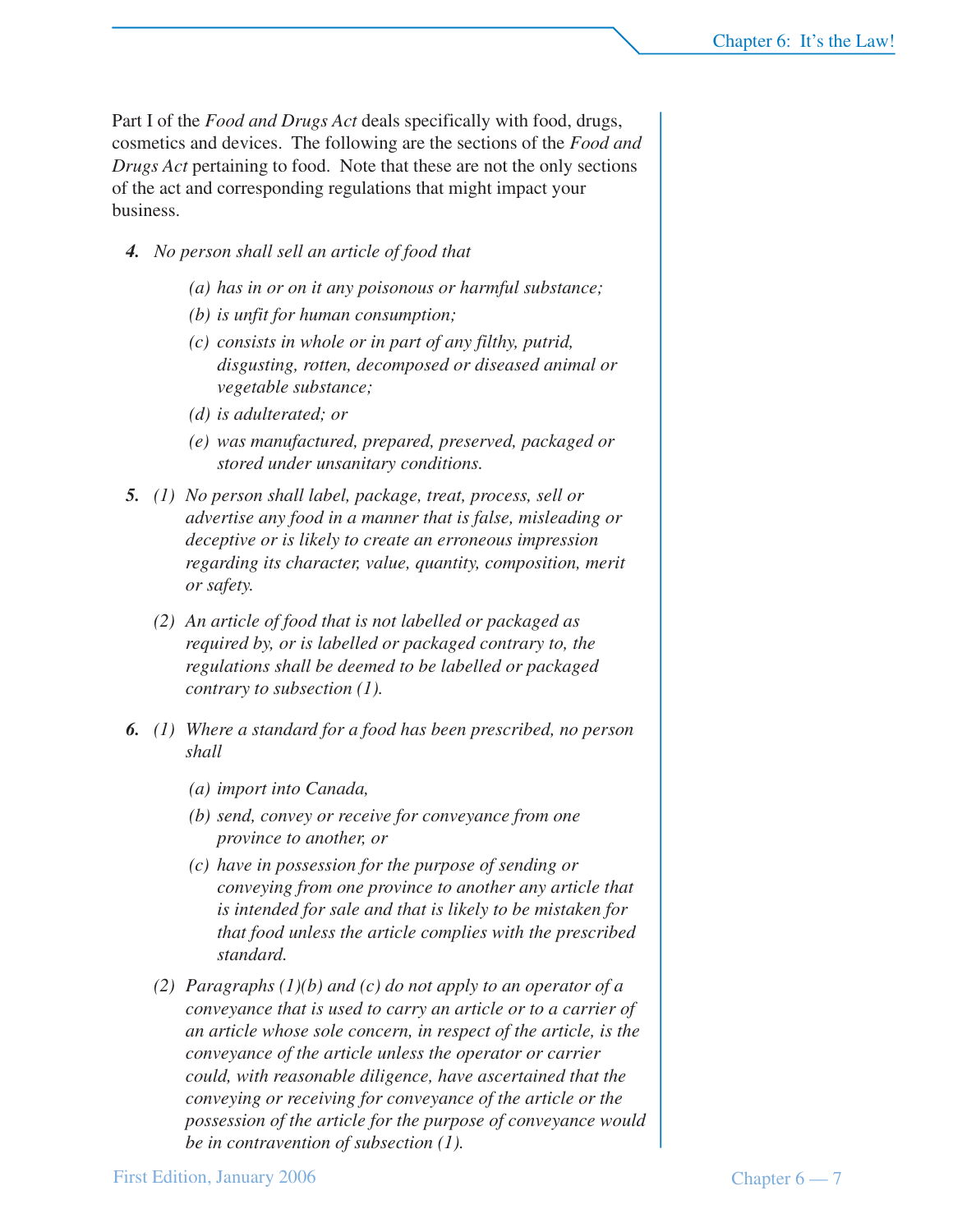Part I of the *Food and Drugs Act* deals specifically with food, drugs, cosmetics and devices. The following are the sections of the *Food and Drugs Act* pertaining to food. Note that these are not the only sections of the act and corresponding regulations that might impact your business.

***4.*** *No person shall sell an article of food that*

> *(a) has in or on it any poisonous or harmful substance;*
>
> *(b) is unfit for human consumption;*
>
> *(c) consists in whole or in part of any filthy, putrid, disgusting, rotten, decomposed or diseased animal or vegetable substance;*
>
> *(d) is adulterated; or*
>
> *(e) was manufactured, prepared, preserved, packaged or stored under unsanitary conditions.*

***5.*** *(1) No person shall label, package, treat, process, sell or advertise any food in a manner that is false, misleading or deceptive or is likely to create an erroneous impression regarding its character, value, quantity, composition, merit or safety.*

*(2) An article of food that is not labelled or packaged as required by, or is labelled or packaged contrary to, the regulations shall be deemed to be labelled or packaged contrary to subsection (1).*

***6.*** *(1) Where a standard for a food has been prescribed, no person shall*

> *(a) import into Canada,*
>
> *(b) send, convey or receive for conveyance from one province to another, or*
>
> *(c) have in possession for the purpose of sending or conveying from one province to another any article that is intended for sale and that is likely to be mistaken for that food unless the article complies with the prescribed standard.*

*(2) Paragraphs (1)(b) and (c) do not apply to an operator of a conveyance that is used to carry an article or to a carrier of an article whose sole concern, in respect of the article, is the conveyance of the article unless the operator or carrier could, with reasonable diligence, have ascertained that the conveying or receiving for conveyance of the article or the possession of the article for the purpose of conveyance would be in contravention of subsection (1).*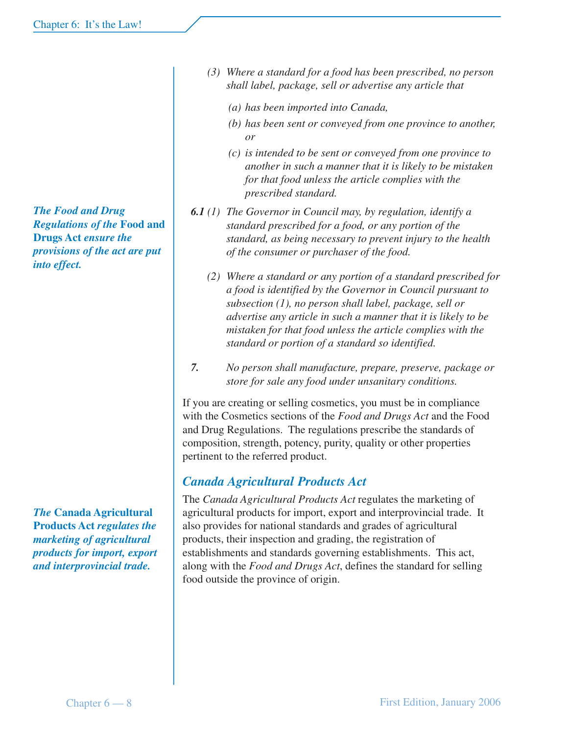*(3) Where a standard for a food has been prescribed, no person shall label, package, sell or advertise any article that*

*(a) has been imported into Canada,*

*(b) has been sent or conveyed from one province to another, or*

*(c) is intended to be sent or conveyed from one province to another in such a manner that it is likely to be mistaken for that food unless the article complies with the prescribed standard.*

***The Food and Drug Regulations of the* Food and Drugs Act *ensure the provisions of the act are put into effect.***

***6.1** (1) The Governor in Council may, by regulation, identify a standard prescribed for a food, or any portion of the standard, as being necessary to prevent injury to the health of the consumer or purchaser of the food.*

*(2) Where a standard or any portion of a standard prescribed for a food is identified by the Governor in Council pursuant to subsection (1), no person shall label, package, sell or advertise any article in such a manner that it is likely to be mistaken for that food unless the article complies with the standard or portion of a standard so identified.*

***7.** No person shall manufacture, prepare, preserve, package or store for sale any food under unsanitary conditions.*

If you are creating or selling cosmetics, you must be in compliance with the Cosmetics sections of the *Food and Drugs Act* and the Food and Drug Regulations. The regulations prescribe the standards of composition, strength, potency, purity, quality or other properties pertinent to the referred product.

## *Canada Agricultural Products Act*

***The* Canada Agricultural Products Act *regulates the marketing of agricultural products for import, export and interprovincial trade.***

The *Canada Agricultural Products Act* regulates the marketing of agricultural products for import, export and interprovincial trade. It also provides for national standards and grades of agricultural products, their inspection and grading, the registration of establishments and standards governing establishments. This act, along with the *Food and Drugs Act*, defines the standard for selling food outside the province of origin.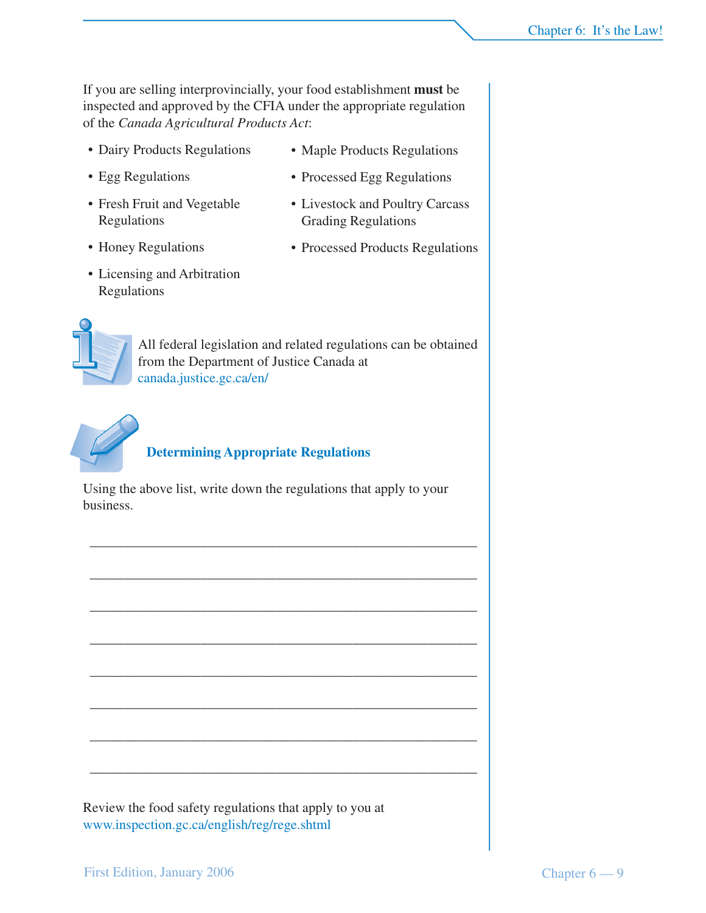If you are selling interprovincially, your food establishment **must** be inspected and approved by the CFIA under the appropriate regulation of the *Canada Agricultural Products Act*:

- Dairy Products Regulations
- Egg Regulations
- Fresh Fruit and Vegetable Regulations
- Honey Regulations
- Licensing and Arbitration Regulations
- Maple Products Regulations
- Processed Egg Regulations
- Livestock and Poultry Carcass Grading Regulations
- Processed Products Regulations

All federal legislation and related regulations can be obtained from the Department of Justice Canada at canada.justice.gc.ca/en/

### Determining Appropriate Regulations

Using the above list, write down the regulations that apply to your business.

\_\_\_\_\_\_\_\_\_\_\_\_\_\_\_\_\_\_\_\_\_\_\_\_\_\_\_\_\_\_\_\_\_\_\_\_\_\_\_\_\_\_\_\_\_\_\_\_

\_\_\_\_\_\_\_\_\_\_\_\_\_\_\_\_\_\_\_\_\_\_\_\_\_\_\_\_\_\_\_\_\_\_\_\_\_\_\_\_\_\_\_\_\_\_\_\_

\_\_\_\_\_\_\_\_\_\_\_\_\_\_\_\_\_\_\_\_\_\_\_\_\_\_\_\_\_\_\_\_\_\_\_\_\_\_\_\_\_\_\_\_\_\_\_\_

\_\_\_\_\_\_\_\_\_\_\_\_\_\_\_\_\_\_\_\_\_\_\_\_\_\_\_\_\_\_\_\_\_\_\_\_\_\_\_\_\_\_\_\_\_\_\_\_

\_\_\_\_\_\_\_\_\_\_\_\_\_\_\_\_\_\_\_\_\_\_\_\_\_\_\_\_\_\_\_\_\_\_\_\_\_\_\_\_\_\_\_\_\_\_\_\_

\_\_\_\_\_\_\_\_\_\_\_\_\_\_\_\_\_\_\_\_\_\_\_\_\_\_\_\_\_\_\_\_\_\_\_\_\_\_\_\_\_\_\_\_\_\_\_\_

\_\_\_\_\_\_\_\_\_\_\_\_\_\_\_\_\_\_\_\_\_\_\_\_\_\_\_\_\_\_\_\_\_\_\_\_\_\_\_\_\_\_\_\_\_\_\_\_

\_\_\_\_\_\_\_\_\_\_\_\_\_\_\_\_\_\_\_\_\_\_\_\_\_\_\_\_\_\_\_\_\_\_\_\_\_\_\_\_\_\_\_\_\_\_\_\_

Review the food safety regulations that apply to you at www.inspection.gc.ca/english/reg/rege.shtml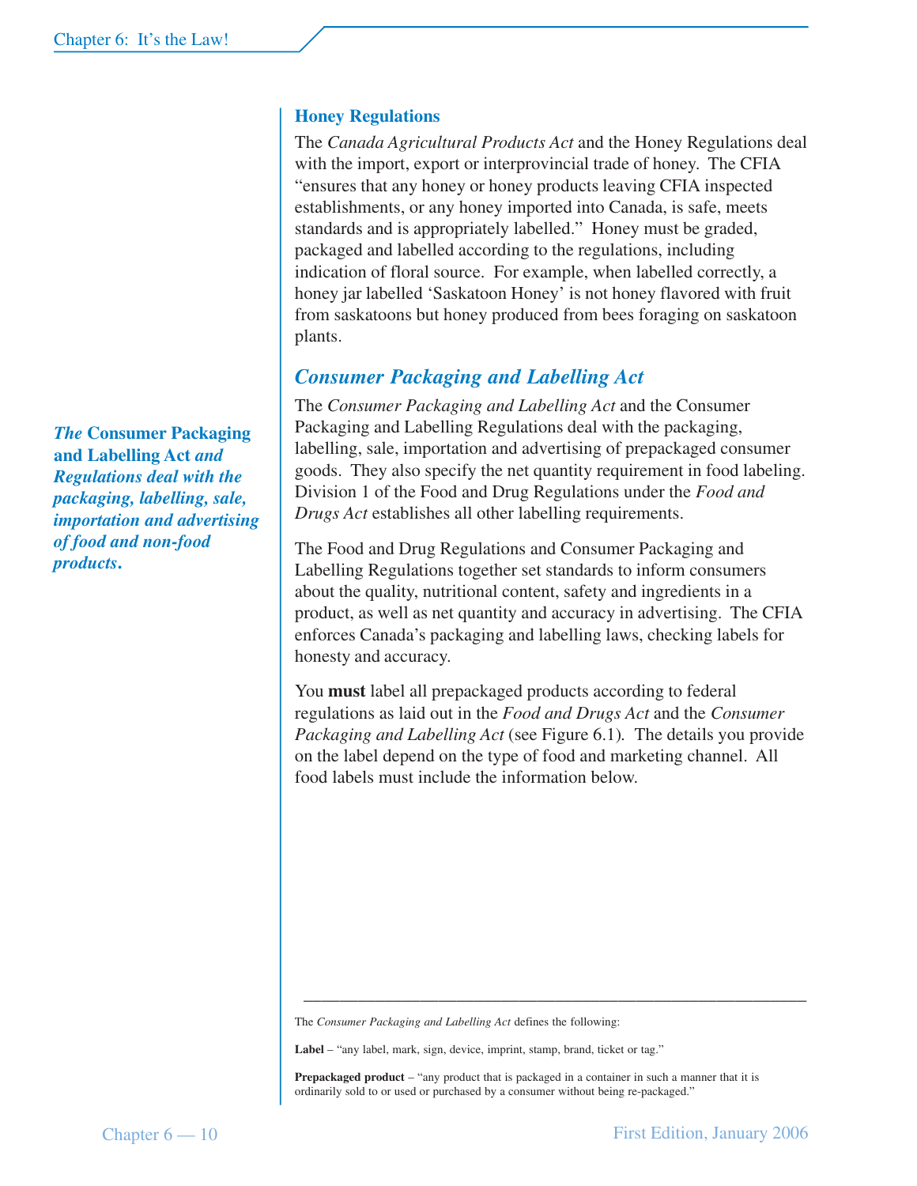### Honey Regulations

The *Canada Agricultural Products Act* and the Honey Regulations deal with the import, export or interprovincial trade of honey. The CFIA "ensures that any honey or honey products leaving CFIA inspected establishments, or any honey imported into Canada, is safe, meets standards and is appropriately labelled." Honey must be graded, packaged and labelled according to the regulations, including indication of floral source. For example, when labelled correctly, a honey jar labelled 'Saskatoon Honey' is not honey flavored with fruit from saskatoons but honey produced from bees foraging on saskatoon plants.

## *Consumer Packaging and Labelling Act*

*The* **Consumer Packaging and Labelling Act** *and Regulations deal with the packaging, labelling, sale, importation and advertising of food and non-food products.*

The *Consumer Packaging and Labelling Act* and the Consumer Packaging and Labelling Regulations deal with the packaging, labelling, sale, importation and advertising of prepackaged consumer goods. They also specify the net quantity requirement in food labeling. Division 1 of the Food and Drug Regulations under the *Food and Drugs Act* establishes all other labelling requirements.

The Food and Drug Regulations and Consumer Packaging and Labelling Regulations together set standards to inform consumers about the quality, nutritional content, safety and ingredients in a product, as well as net quantity and accuracy in advertising. The CFIA enforces Canada's packaging and labelling laws, checking labels for honesty and accuracy.

You **must** label all prepackaged products according to federal regulations as laid out in the *Food and Drugs Act* and the *Consumer Packaging and Labelling Act* (see Figure 6.1). The details you provide on the label depend on the type of food and marketing channel. All food labels must include the information below.

---

The *Consumer Packaging and Labelling Act* defines the following:

**Label** – "any label, mark, sign, device, imprint, stamp, brand, ticket or tag."

**Prepackaged product** – "any product that is packaged in a container in such a manner that it is ordinarily sold to or used or purchased by a consumer without being re-packaged."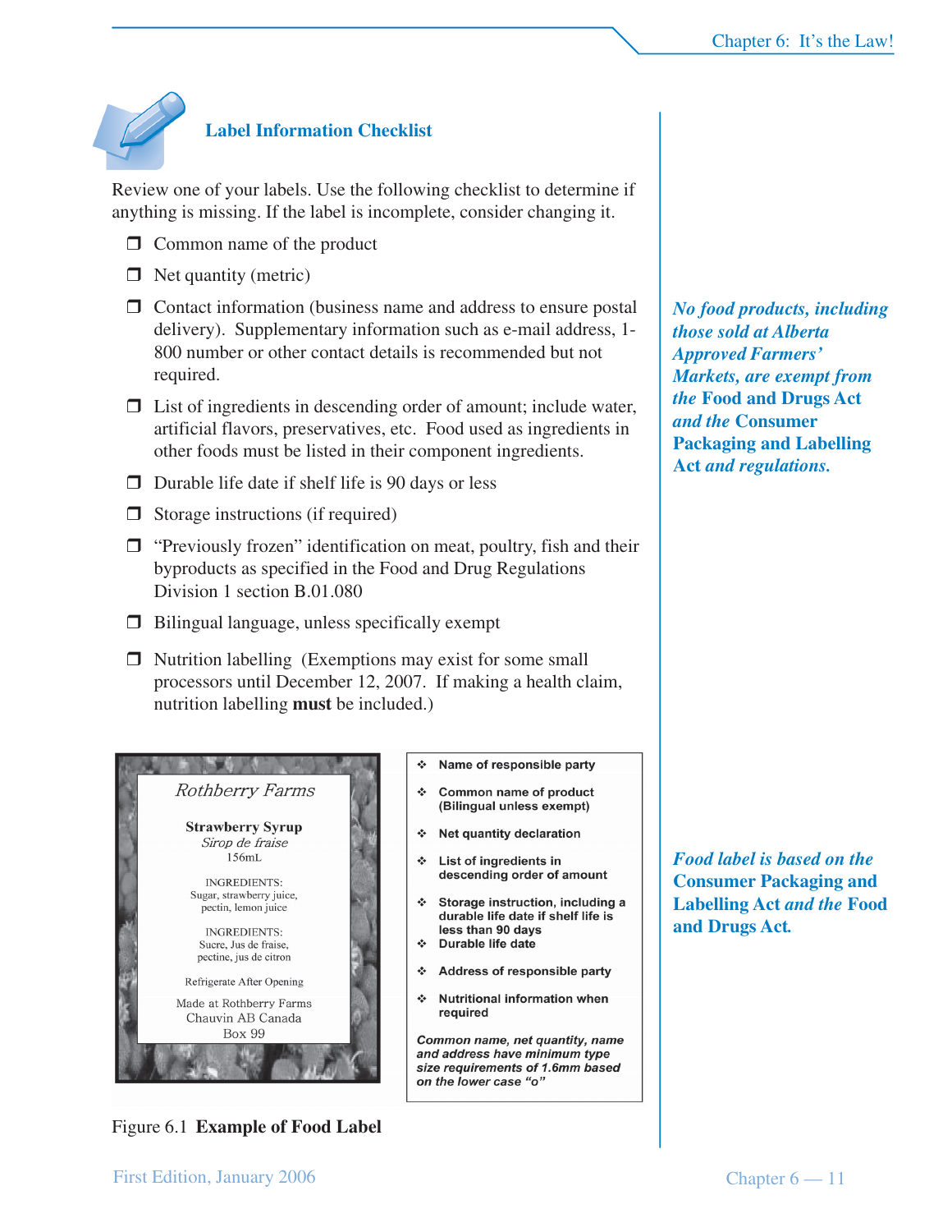## Label Information Checklist

Review one of your labels. Use the following checklist to determine if anything is missing. If the label is incomplete, consider changing it.

- ❐ Common name of the product
- ❐ Net quantity (metric)
- ❐ Contact information (business name and address to ensure postal delivery). Supplementary information such as e-mail address, 1-800 number or other contact details is recommended but not required.
- ❐ List of ingredients in descending order of amount; include water, artificial flavors, preservatives, etc. Food used as ingredients in other foods must be listed in their component ingredients.
- ❐ Durable life date if shelf life is 90 days or less
- ❐ Storage instructions (if required)
- ❐ "Previously frozen" identification on meat, poultry, fish and their byproducts as specified in the Food and Drug Regulations Division 1 section B.01.080
- ❐ Bilingual language, unless specifically exempt
- ❐ Nutrition labelling (Exemptions may exist for some small processors until December 12, 2007. If making a health claim, nutrition labelling **must** be included.)

***No food products, including those sold at Alberta Approved Farmers' Markets, are exempt from the* Food and Drugs Act *and the* Consumer Packaging and Labelling Act *and regulations.***

Rothberry Farms

**Strawberry Syrup**
*Sirop de fraise*
156mL

INGREDIENTS:
Sugar, strawberry juice, pectin, lemon juice

INGREDIENTS:
Sucre, Jus de fraise, pectine, jus de citron

Refrigerate After Opening

Made at Rothberry Farms
Chauvin AB Canada
Box 99

- ❖ **Name of responsible party**
- ❖ **Common name of product (Bilingual unless exempt)**
- ❖ **Net quantity declaration**
- ❖ **List of ingredients in descending order of amount**
- ❖ **Storage instruction, including a durable life date if shelf life is less than 90 days**
- ❖ **Durable life date**
- ❖ **Address of responsible party**
- ❖ **Nutritional information when required**

***Common name, net quantity, name and address have minimum type size requirements of 1.6mm based on the lower case "o"***

Figure 6.1 **Example of Food Label**

***Food label is based on the* Consumer Packaging and Labelling Act *and the* Food and Drugs Act.**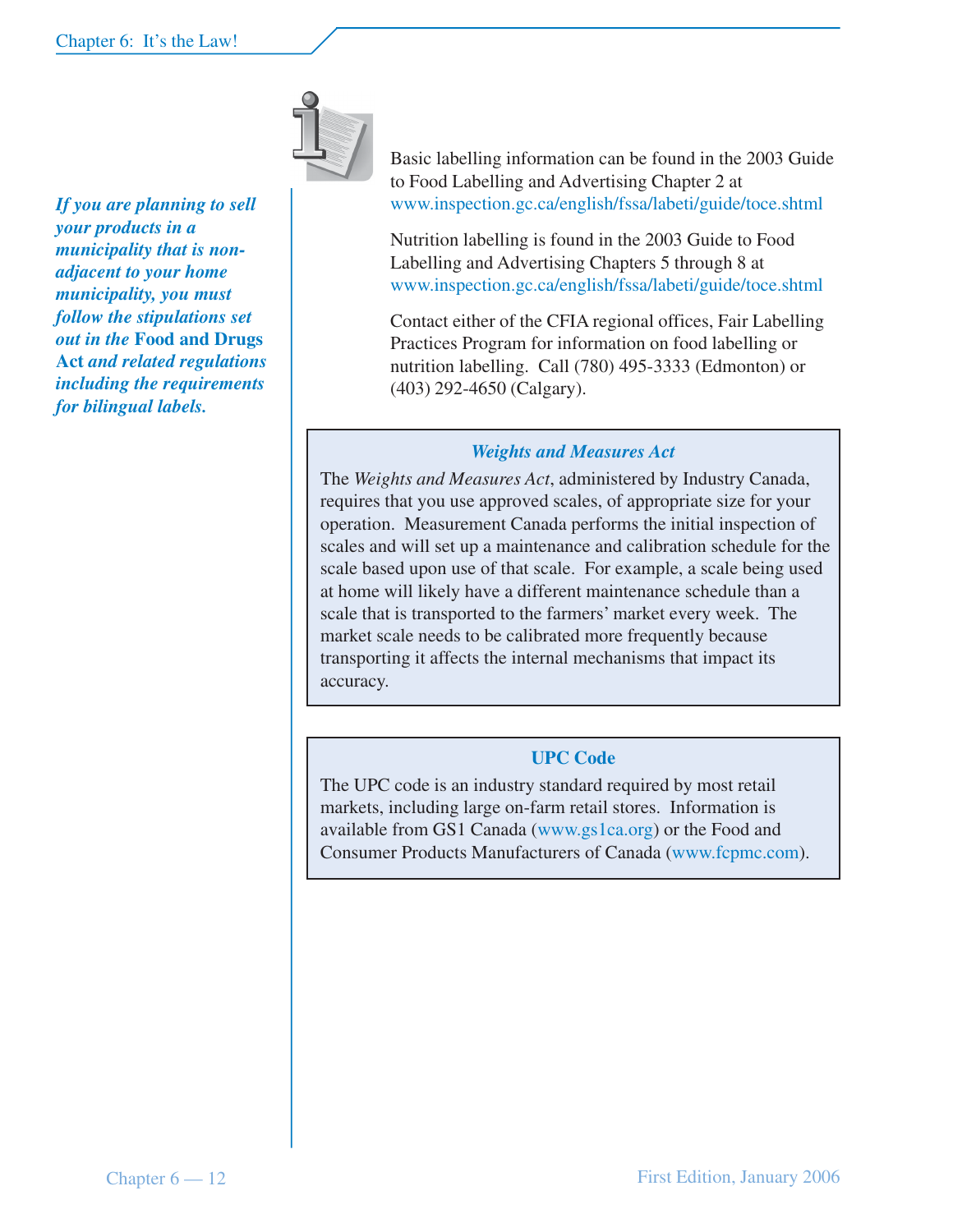*If you are planning to sell your products in a municipality that is non-adjacent to your home municipality, you must follow the stipulations set out in the* **Food and Drugs Act** *and related regulations including the requirements for bilingual labels.*

Basic labelling information can be found in the 2003 Guide to Food Labelling and Advertising Chapter 2 at www.inspection.gc.ca/english/fssa/labeti/guide/toce.shtml

Nutrition labelling is found in the 2003 Guide to Food Labelling and Advertising Chapters 5 through 8 at www.inspection.gc.ca/english/fssa/labeti/guide/toce.shtml

Contact either of the CFIA regional offices, Fair Labelling Practices Program for information on food labelling or nutrition labelling. Call (780) 495-3333 (Edmonton) or (403) 292-4650 (Calgary).

### *Weights and Measures Act*

The *Weights and Measures Act*, administered by Industry Canada, requires that you use approved scales, of appropriate size for your operation. Measurement Canada performs the initial inspection of scales and will set up a maintenance and calibration schedule for the scale based upon use of that scale. For example, a scale being used at home will likely have a different maintenance schedule than a scale that is transported to the farmers' market every week. The market scale needs to be calibrated more frequently because transporting it affects the internal mechanisms that impact its accuracy.

### UPC Code

The UPC code is an industry standard required by most retail markets, including large on-farm retail stores. Information is available from GS1 Canada (www.gs1ca.org) or the Food and Consumer Products Manufacturers of Canada (www.fcpmc.com).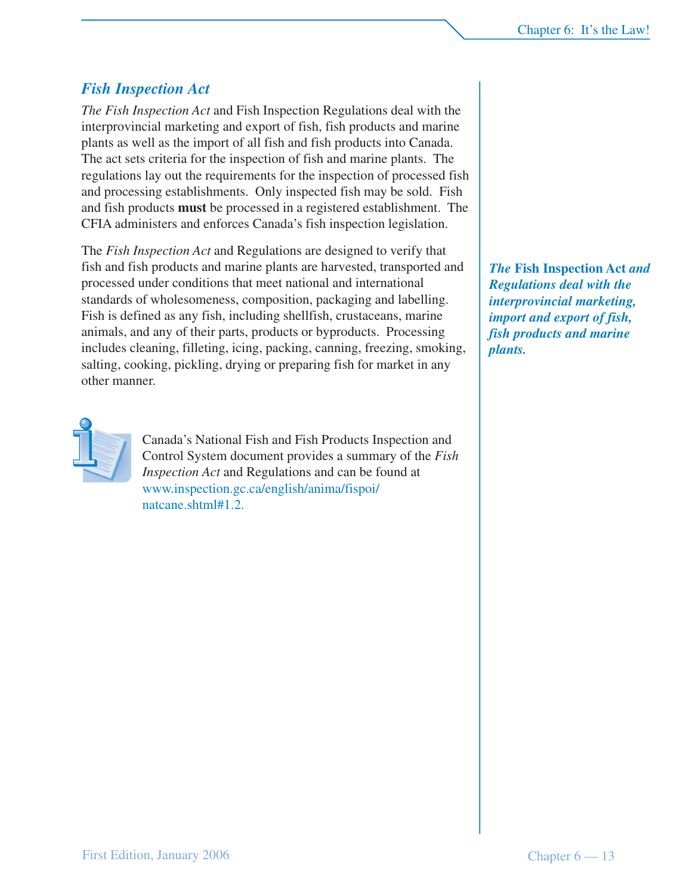## *Fish Inspection Act*

*The Fish Inspection Act* and Fish Inspection Regulations deal with the interprovincial marketing and export of fish, fish products and marine plants as well as the import of all fish and fish products into Canada. The act sets criteria for the inspection of fish and marine plants. The regulations lay out the requirements for the inspection of processed fish and processing establishments. Only inspected fish may be sold. Fish and fish products **must** be processed in a registered establishment. The CFIA administers and enforces Canada's fish inspection legislation.

The *Fish Inspection Act* and Regulations are designed to verify that fish and fish products and marine plants are harvested, transported and processed under conditions that meet national and international standards of wholesomeness, composition, packaging and labelling. Fish is defined as any fish, including shellfish, crustaceans, marine animals, and any of their parts, products or byproducts. Processing includes cleaning, filleting, icing, packing, canning, freezing, smoking, salting, cooking, pickling, drying or preparing fish for market in any other manner.

***The* Fish Inspection Act *and Regulations deal with the interprovincial marketing, import and export of fish, fish products and marine plants.***

Canada's National Fish and Fish Products Inspection and Control System document provides a summary of the *Fish Inspection Act* and Regulations and can be found at www.inspection.gc.ca/english/anima/fispoi/natcane.shtml#1.2.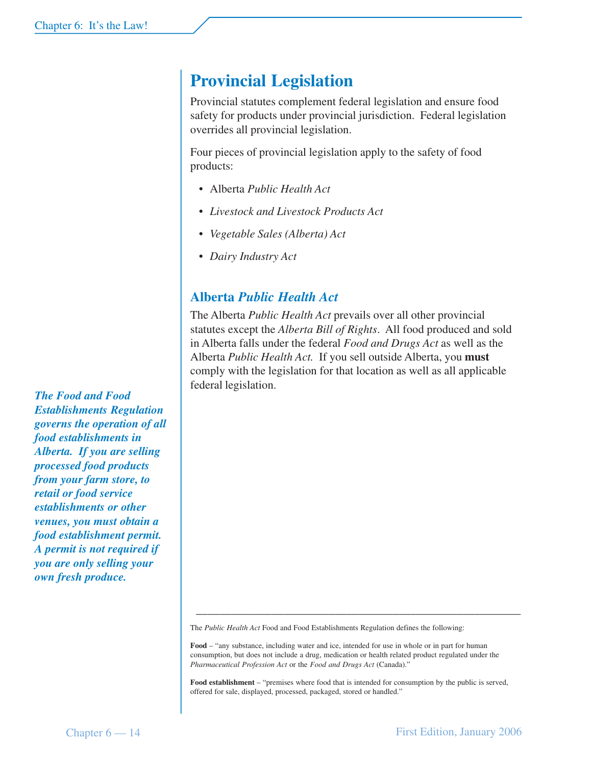# Provincial Legislation

Provincial statutes complement federal legislation and ensure food safety for products under provincial jurisdiction. Federal legislation overrides all provincial legislation.

Four pieces of provincial legislation apply to the safety of food products:

- Alberta *Public Health Act*
- *Livestock and Livestock Products Act*
- *Vegetable Sales (Alberta) Act*
- *Dairy Industry Act*

## Alberta *Public Health Act*

The Alberta *Public Health Act* prevails over all other provincial statutes except the *Alberta Bill of Rights*. All food produced and sold in Alberta falls under the federal *Food and Drugs Act* as well as the Alberta *Public Health Act.* If you sell outside Alberta, you **must** comply with the legislation for that location as well as all applicable federal legislation.

***The Food and Food Establishments Regulation governs the operation of all food establishments in Alberta. If you are selling processed food products from your farm store, to retail or food service establishments or other venues, you must obtain a food establishment permit. A permit is not required if you are only selling your own fresh produce.***

---

The *Public Health Act* Food and Food Establishments Regulation defines the following:

**Food** – "any substance, including water and ice, intended for use in whole or in part for human consumption, but does not include a drug, medication or health related product regulated under the *Pharmaceutical Profession Act* or the *Food and Drugs Act* (Canada)."

**Food establishment** – "premises where food that is intended for consumption by the public is served, offered for sale, displayed, processed, packaged, stored or handled."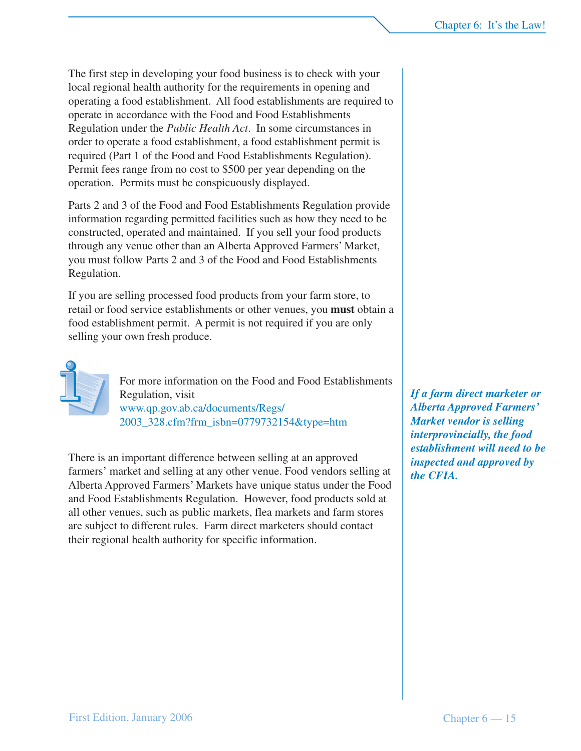The first step in developing your food business is to check with your local regional health authority for the requirements in opening and operating a food establishment. All food establishments are required to operate in accordance with the Food and Food Establishments Regulation under the *Public Health Act*. In some circumstances in order to operate a food establishment, a food establishment permit is required (Part 1 of the Food and Food Establishments Regulation). Permit fees range from no cost to $500 per year depending on the operation. Permits must be conspicuously displayed.

Parts 2 and 3 of the Food and Food Establishments Regulation provide information regarding permitted facilities such as how they need to be constructed, operated and maintained. If you sell your food products through any venue other than an Alberta Approved Farmers' Market, you must follow Parts 2 and 3 of the Food and Food Establishments Regulation.

If you are selling processed food products from your farm store, to retail or food service establishments or other venues, you **must** obtain a food establishment permit. A permit is not required if you are only selling your own fresh produce.

For more information on the Food and Food Establishments Regulation, visit www.qp.gov.ab.ca/documents/Regs/2003_328.cfm?frm_isbn=0779732154&type=htm

***If a farm direct marketer or Alberta Approved Farmers' Market vendor is selling interprovincially, the food establishment will need to be inspected and approved by the CFIA.***

There is an important difference between selling at an approved farmers' market and selling at any other venue. Food vendors selling at Alberta Approved Farmers' Markets have unique status under the Food and Food Establishments Regulation. However, food products sold at all other venues, such as public markets, flea markets and farm stores are subject to different rules. Farm direct marketers should contact their regional health authority for specific information.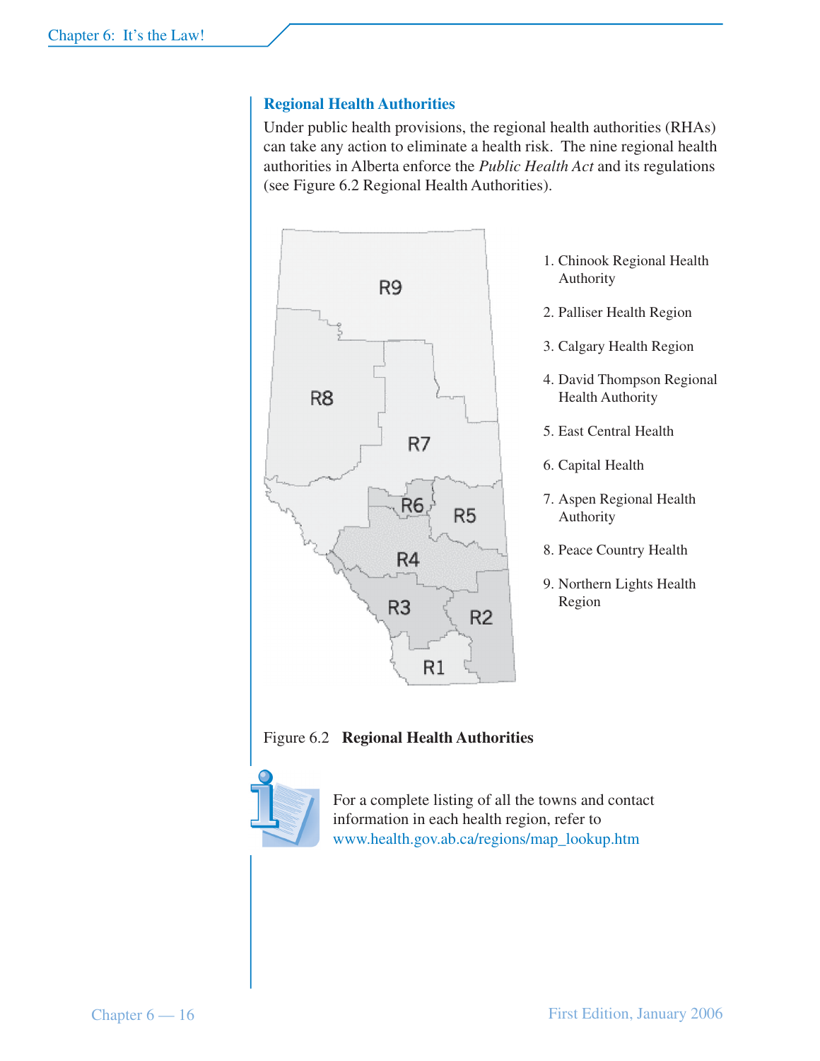### Regional Health Authorities

Under public health provisions, the regional health authorities (RHAs) can take any action to eliminate a health risk. The nine regional health authorities in Alberta enforce the *Public Health Act* and its regulations (see Figure 6.2 Regional Health Authorities).

1. Chinook Regional Health Authority
2. Palliser Health Region
3. Calgary Health Region
4. David Thompson Regional Health Authority
5. East Central Health
6. Capital Health
7. Aspen Regional Health Authority
8. Peace Country Health
9. Northern Lights Health Region

Figure 6.2 **Regional Health Authorities**

For a complete listing of all the towns and contact information in each health region, refer to www.health.gov.ab.ca/regions/map_lookup.htm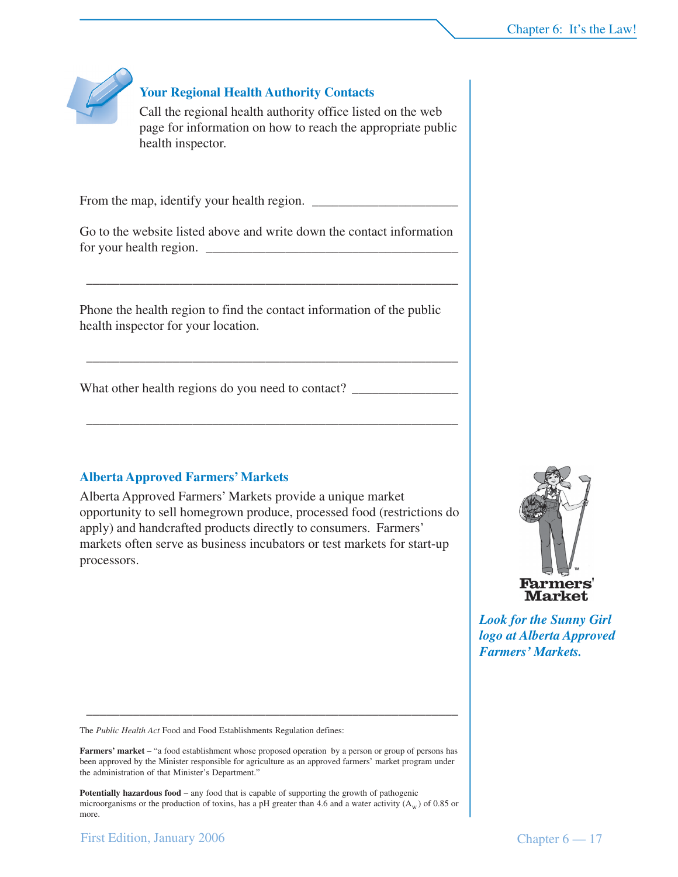### Your Regional Health Authority Contacts

Call the regional health authority office listed on the web page for information on how to reach the appropriate public health inspector.

From the map, identify your health region. ______________________

Go to the website listed above and write down the contact information for your health region. ________________________________________

__________________________________________________________

Phone the health region to find the contact information of the public health inspector for your location.

__________________________________________________________

What other health regions do you need to contact? ________________

__________________________________________________________

### Alberta Approved Farmers' Markets

Alberta Approved Farmers' Markets provide a unique market opportunity to sell homegrown produce, processed food (restrictions do apply) and handcrafted products directly to consumers. Farmers' markets often serve as business incubators or test markets for start-up processors.

Farmers' Market

***Look for the Sunny Girl logo at Alberta Approved Farmers' Markets.***

---

The *Public Health Act* Food and Food Establishments Regulation defines:

**Farmers' market** – "a food establishment whose proposed operation by a person or group of persons has been approved by the Minister responsible for agriculture as an approved farmers' market program under the administration of that Minister's Department."

**Potentially hazardous food** – any food that is capable of supporting the growth of pathogenic microorganisms or the production of toxins, has a pH greater than 4.6 and a water activity ($A_w$) of 0.85 or more.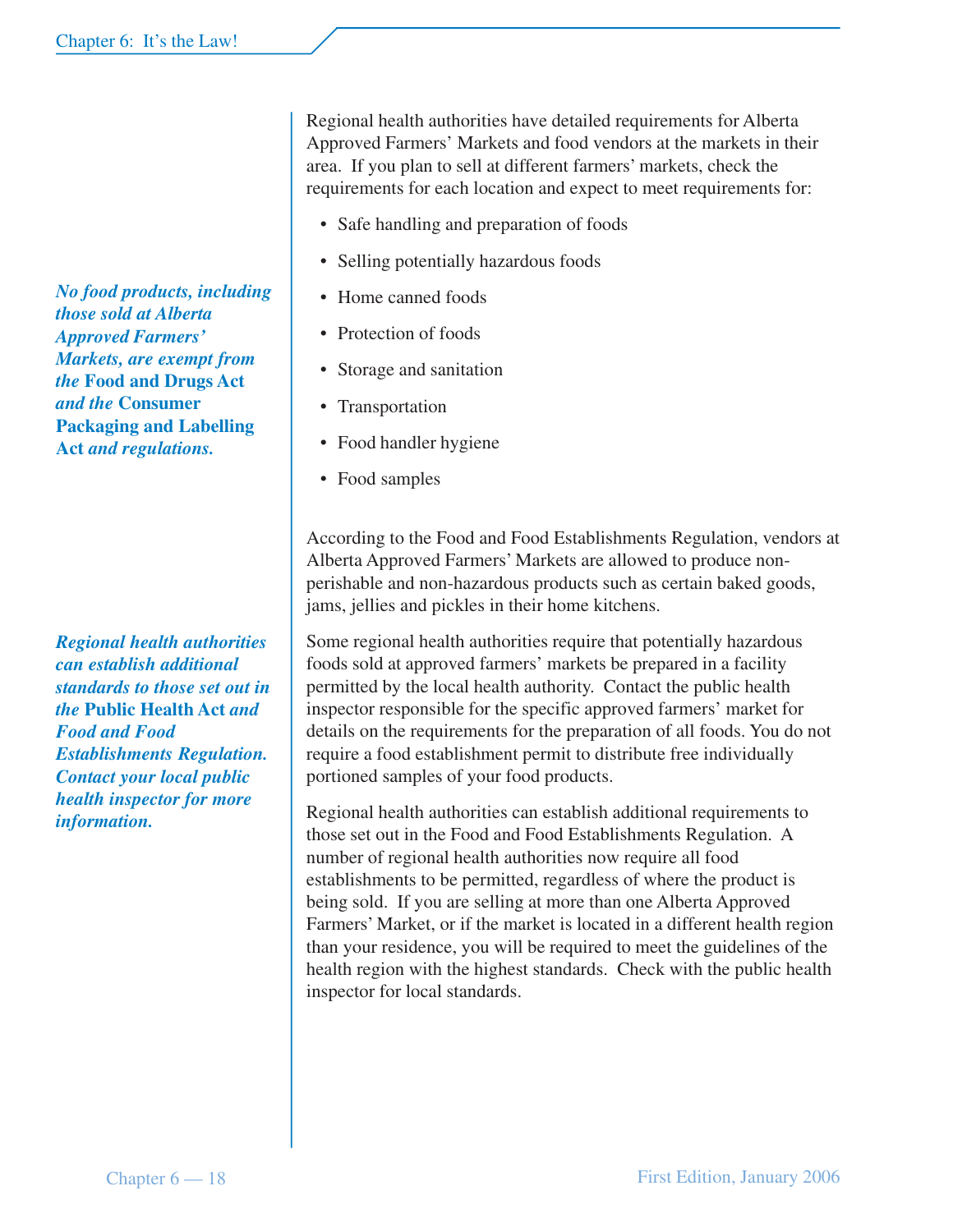Regional health authorities have detailed requirements for Alberta Approved Farmers' Markets and food vendors at the markets in their area. If you plan to sell at different farmers' markets, check the requirements for each location and expect to meet requirements for:

- Safe handling and preparation of foods
- Selling potentially hazardous foods
- Home canned foods
- Protection of foods
- Storage and sanitation
- Transportation
- Food handler hygiene
- Food samples

***No food products, including those sold at Alberta Approved Farmers' Markets, are exempt from the* Food and Drugs Act *and the* Consumer Packaging and Labelling Act *and regulations.***

According to the Food and Food Establishments Regulation, vendors at Alberta Approved Farmers' Markets are allowed to produce non-perishable and non-hazardous products such as certain baked goods, jams, jellies and pickles in their home kitchens.

Some regional health authorities require that potentially hazardous foods sold at approved farmers' markets be prepared in a facility permitted by the local health authority. Contact the public health inspector responsible for the specific approved farmers' market for details on the requirements for the preparation of all foods. You do not require a food establishment permit to distribute free individually portioned samples of your food products.

***Regional health authorities can establish additional standards to those set out in the* Public Health Act *and Food and Food Establishments Regulation. Contact your local public health inspector for more information.***

Regional health authorities can establish additional requirements to those set out in the Food and Food Establishments Regulation. A number of regional health authorities now require all food establishments to be permitted, regardless of where the product is being sold. If you are selling at more than one Alberta Approved Farmers' Market, or if the market is located in a different health region than your residence, you will be required to meet the guidelines of the health region with the highest standards. Check with the public health inspector for local standards.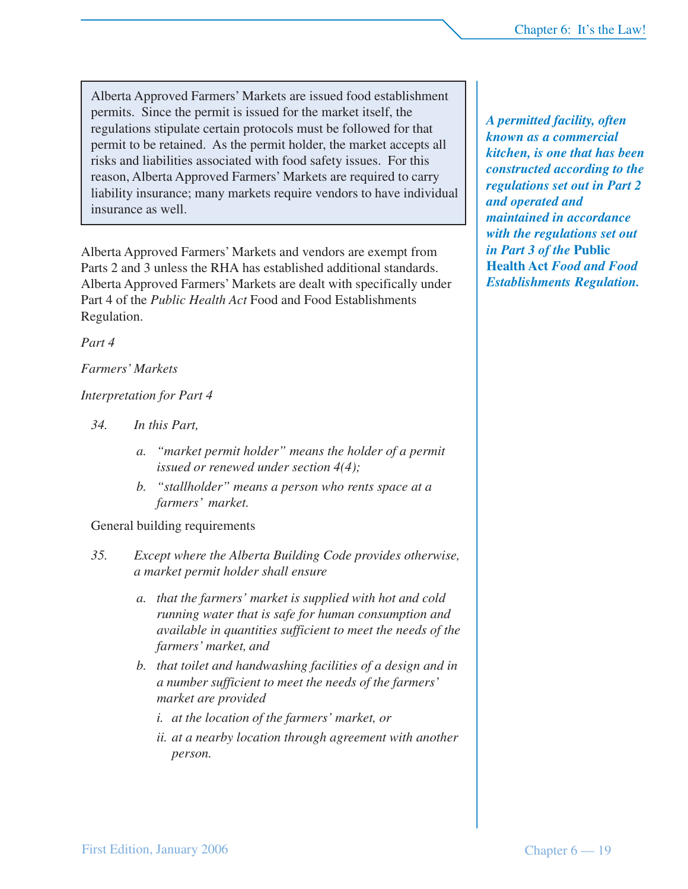> Alberta Approved Farmers' Markets are issued food establishment permits. Since the permit is issued for the market itself, the regulations stipulate certain protocols must be followed for that permit to be retained. As the permit holder, the market accepts all risks and liabilities associated with food safety issues. For this reason, Alberta Approved Farmers' Markets are required to carry liability insurance; many markets require vendors to have individual insurance as well.

***A permitted facility, often known as a commercial kitchen, is one that has been constructed according to the regulations set out in Part 2 and operated and maintained in accordance with the regulations set out in Part 3 of the* Public Health Act *Food and Food Establishments Regulation.***

Alberta Approved Farmers' Markets and vendors are exempt from Parts 2 and 3 unless the RHA has established additional standards. Alberta Approved Farmers' Markets are dealt with specifically under Part 4 of the *Public Health Act* Food and Food Establishments Regulation.

*Part 4*

*Farmers' Markets*

*Interpretation for Part 4*

*34. In this Part,*

*a. "market permit holder" means the holder of a permit issued or renewed under section 4(4);*

*b. "stallholder" means a person who rents space at a farmers' market.*

General building requirements

*35. Except where the Alberta Building Code provides otherwise, a market permit holder shall ensure*

*a. that the farmers' market is supplied with hot and cold running water that is safe for human consumption and available in quantities sufficient to meet the needs of the farmers' market, and*

*b. that toilet and handwashing facilities of a design and in a number sufficient to meet the needs of the farmers' market are provided*

*i. at the location of the farmers' market, or*

*ii. at a nearby location through agreement with another person.*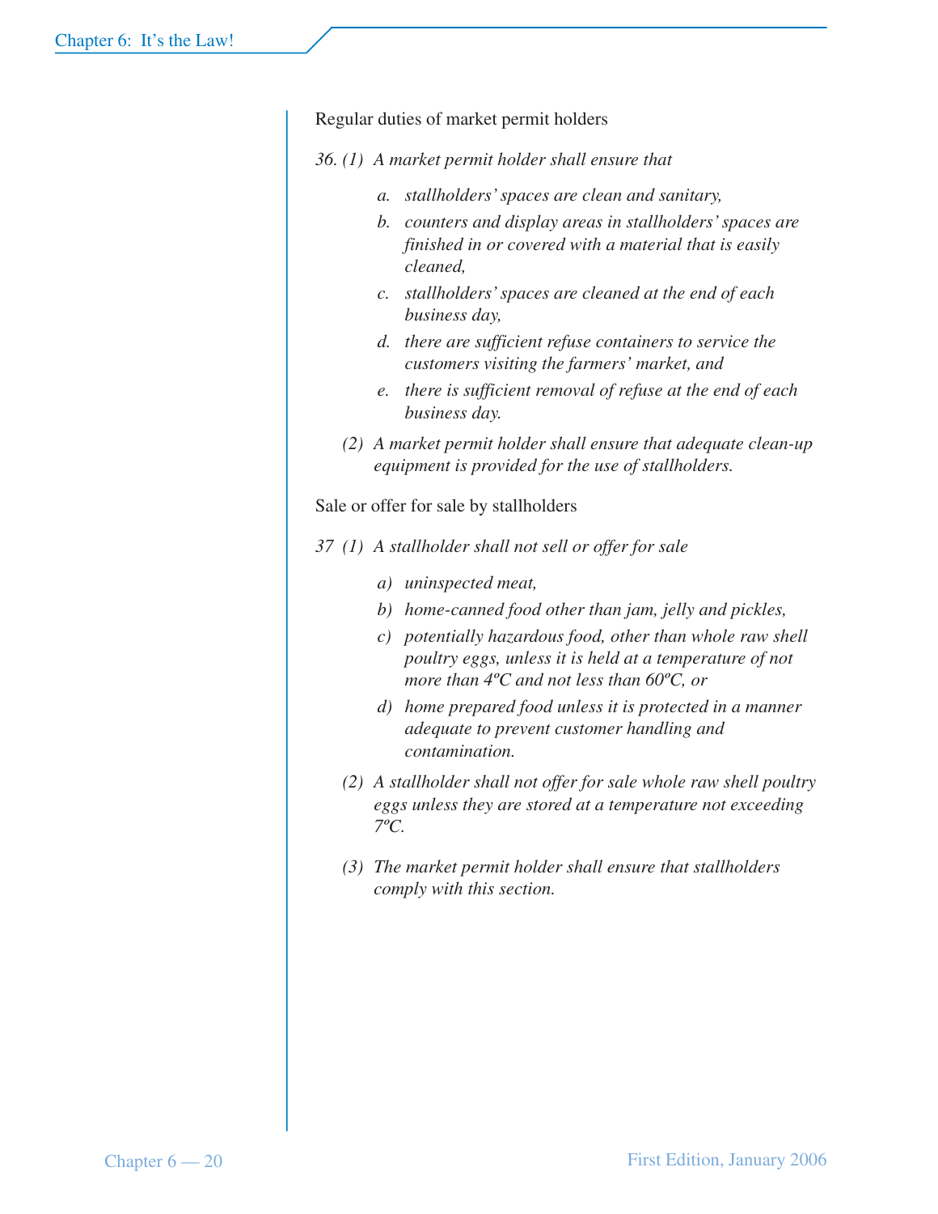Regular duties of market permit holders

*36. (1) A market permit holder shall ensure that*

> *a. stallholders' spaces are clean and sanitary,*
>
> *b. counters and display areas in stallholders' spaces are finished in or covered with a material that is easily cleaned,*
>
> *c. stallholders' spaces are cleaned at the end of each business day,*
>
> *d. there are sufficient refuse containers to service the customers visiting the farmers' market, and*
>
> *e. there is sufficient removal of refuse at the end of each business day.*

*(2) A market permit holder shall ensure that adequate clean-up equipment is provided for the use of stallholders.*

Sale or offer for sale by stallholders

*37 (1) A stallholder shall not sell or offer for sale*

> *a) uninspected meat,*
>
> *b) home-canned food other than jam, jelly and pickles,*
>
> *c) potentially hazardous food, other than whole raw shell poultry eggs, unless it is held at a temperature of not more than 4ºC and not less than 60ºC, or*
>
> *d) home prepared food unless it is protected in a manner adequate to prevent customer handling and contamination.*

*(2) A stallholder shall not offer for sale whole raw shell poultry eggs unless they are stored at a temperature not exceeding 7ºC.*

*(3) The market permit holder shall ensure that stallholders comply with this section.*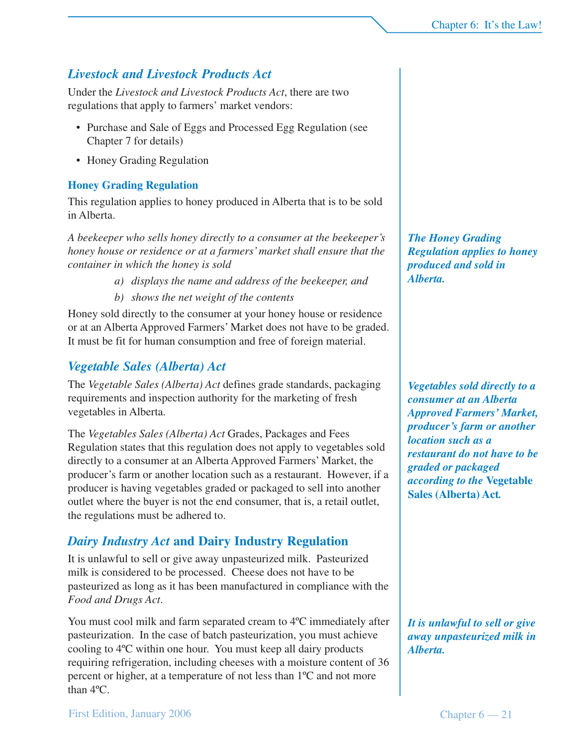## *Livestock and Livestock Products Act*

Under the *Livestock and Livestock Products Act*, there are two regulations that apply to farmers' market vendors:

- Purchase and Sale of Eggs and Processed Egg Regulation (see Chapter 7 for details)
- Honey Grading Regulation

### Honey Grading Regulation

This regulation applies to honey produced in Alberta that is to be sold in Alberta.

***The Honey Grading Regulation applies to honey produced and sold in Alberta.***

*A beekeeper who sells honey directly to a consumer at the beekeeper's honey house or residence or at a farmers' market shall ensure that the container in which the honey is sold*

> *a) displays the name and address of the beekeeper, and*
>
> *b) shows the net weight of the contents*

Honey sold directly to the consumer at your honey house or residence or at an Alberta Approved Farmers' Market does not have to be graded. It must be fit for human consumption and free of foreign material.

## *Vegetable Sales (Alberta) Act*

The *Vegetable Sales (Alberta) Act* defines grade standards, packaging requirements and inspection authority for the marketing of fresh vegetables in Alberta.

***Vegetables sold directly to a consumer at an Alberta Approved Farmers' Market, producer's farm or another location such as a restaurant do not have to be graded or packaged according to the* Vegetable Sales (Alberta) Act.**

The *Vegetables Sales (Alberta) Act* Grades, Packages and Fees Regulation states that this regulation does not apply to vegetables sold directly to a consumer at an Alberta Approved Farmers' Market, the producer's farm or another location such as a restaurant. However, if a producer is having vegetables graded or packaged to sell into another outlet where the buyer is not the end consumer, that is, a retail outlet, the regulations must be adhered to.

## *Dairy Industry Act* and Dairy Industry Regulation

It is unlawful to sell or give away unpasteurized milk. Pasteurized milk is considered to be processed. Cheese does not have to be pasteurized as long as it has been manufactured in compliance with the *Food and Drugs Act*.

***It is unlawful to sell or give away unpasteurized milk in Alberta.***

You must cool milk and farm separated cream to 4ºC immediately after pasteurization. In the case of batch pasteurization, you must achieve cooling to 4ºC within one hour. You must keep all dairy products requiring refrigeration, including cheeses with a moisture content of 36 percent or higher, at a temperature of not less than 1ºC and not more than 4ºC.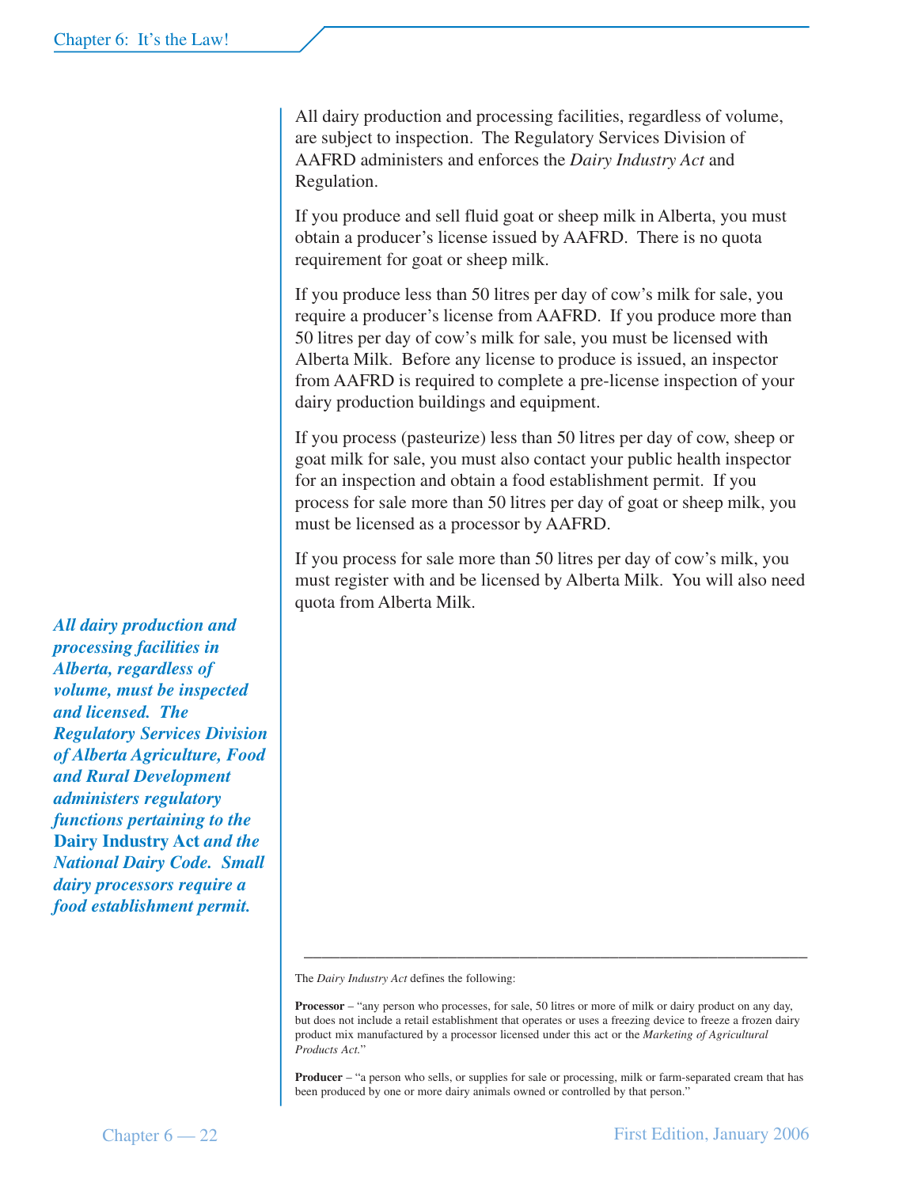All dairy production and processing facilities, regardless of volume, are subject to inspection. The Regulatory Services Division of AAFRD administers and enforces the *Dairy Industry Act* and Regulation.

If you produce and sell fluid goat or sheep milk in Alberta, you must obtain a producer's license issued by AAFRD. There is no quota requirement for goat or sheep milk.

If you produce less than 50 litres per day of cow's milk for sale, you require a producer's license from AAFRD. If you produce more than 50 litres per day of cow's milk for sale, you must be licensed with Alberta Milk. Before any license to produce is issued, an inspector from AAFRD is required to complete a pre-license inspection of your dairy production buildings and equipment.

If you process (pasteurize) less than 50 litres per day of cow, sheep or goat milk for sale, you must also contact your public health inspector for an inspection and obtain a food establishment permit. If you process for sale more than 50 litres per day of goat or sheep milk, you must be licensed as a processor by AAFRD.

If you process for sale more than 50 litres per day of cow's milk, you must register with and be licensed by Alberta Milk. You will also need quota from Alberta Milk.

***All dairy production and processing facilities in Alberta, regardless of volume, must be inspected and licensed. The Regulatory Services Division of Alberta Agriculture, Food and Rural Development administers regulatory functions pertaining to the* Dairy Industry Act *and the National Dairy Code. Small dairy processors require a food establishment permit.***

---

The *Dairy Industry Act* defines the following:

**Processor** – "any person who processes, for sale, 50 litres or more of milk or dairy product on any day, but does not include a retail establishment that operates or uses a freezing device to freeze a frozen dairy product mix manufactured by a processor licensed under this act or the *Marketing of Agricultural Products Act.*"

**Producer** – "a person who sells, or supplies for sale or processing, milk or farm-separated cream that has been produced by one or more dairy animals owned or controlled by that person."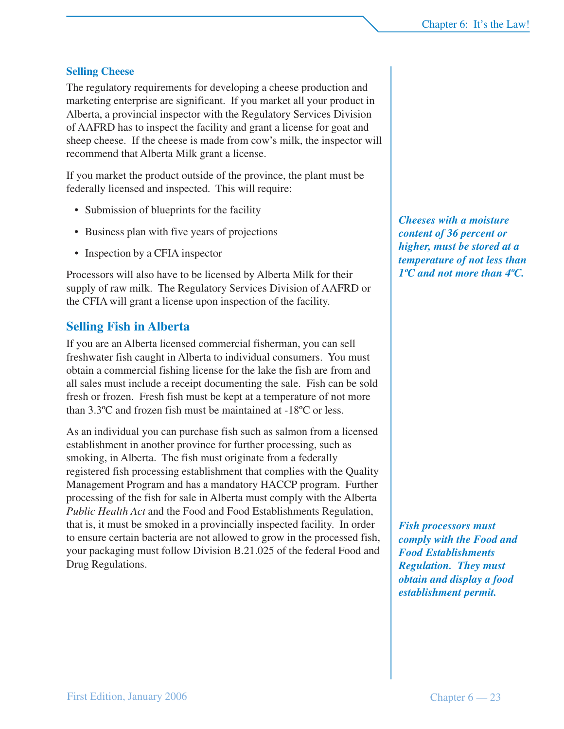### Selling Cheese

The regulatory requirements for developing a cheese production and marketing enterprise are significant. If you market all your product in Alberta, a provincial inspector with the Regulatory Services Division of AAFRD has to inspect the facility and grant a license for goat and sheep cheese. If the cheese is made from cow's milk, the inspector will recommend that Alberta Milk grant a license.

If you market the product outside of the province, the plant must be federally licensed and inspected. This will require:

- Submission of blueprints for the facility
- Business plan with five years of projections
- Inspection by a CFIA inspector

***Cheeses with a moisture content of 36 percent or higher, must be stored at a temperature of not less than 1ºC and not more than 4ºC.***

Processors will also have to be licensed by Alberta Milk for their supply of raw milk. The Regulatory Services Division of AAFRD or the CFIA will grant a license upon inspection of the facility.

## Selling Fish in Alberta

If you are an Alberta licensed commercial fisherman, you can sell freshwater fish caught in Alberta to individual consumers. You must obtain a commercial fishing license for the lake the fish are from and all sales must include a receipt documenting the sale. Fish can be sold fresh or frozen. Fresh fish must be kept at a temperature of not more than 3.3ºC and frozen fish must be maintained at -18ºC or less.

As an individual you can purchase fish such as salmon from a licensed establishment in another province for further processing, such as smoking, in Alberta. The fish must originate from a federally registered fish processing establishment that complies with the Quality Management Program and has a mandatory HACCP program. Further processing of the fish for sale in Alberta must comply with the Alberta *Public Health Act* and the Food and Food Establishments Regulation, that is, it must be smoked in a provincially inspected facility. In order to ensure certain bacteria are not allowed to grow in the processed fish, your packaging must follow Division B.21.025 of the federal Food and Drug Regulations.

***Fish processors must comply with the Food and Food Establishments Regulation. They must obtain and display a food establishment permit.***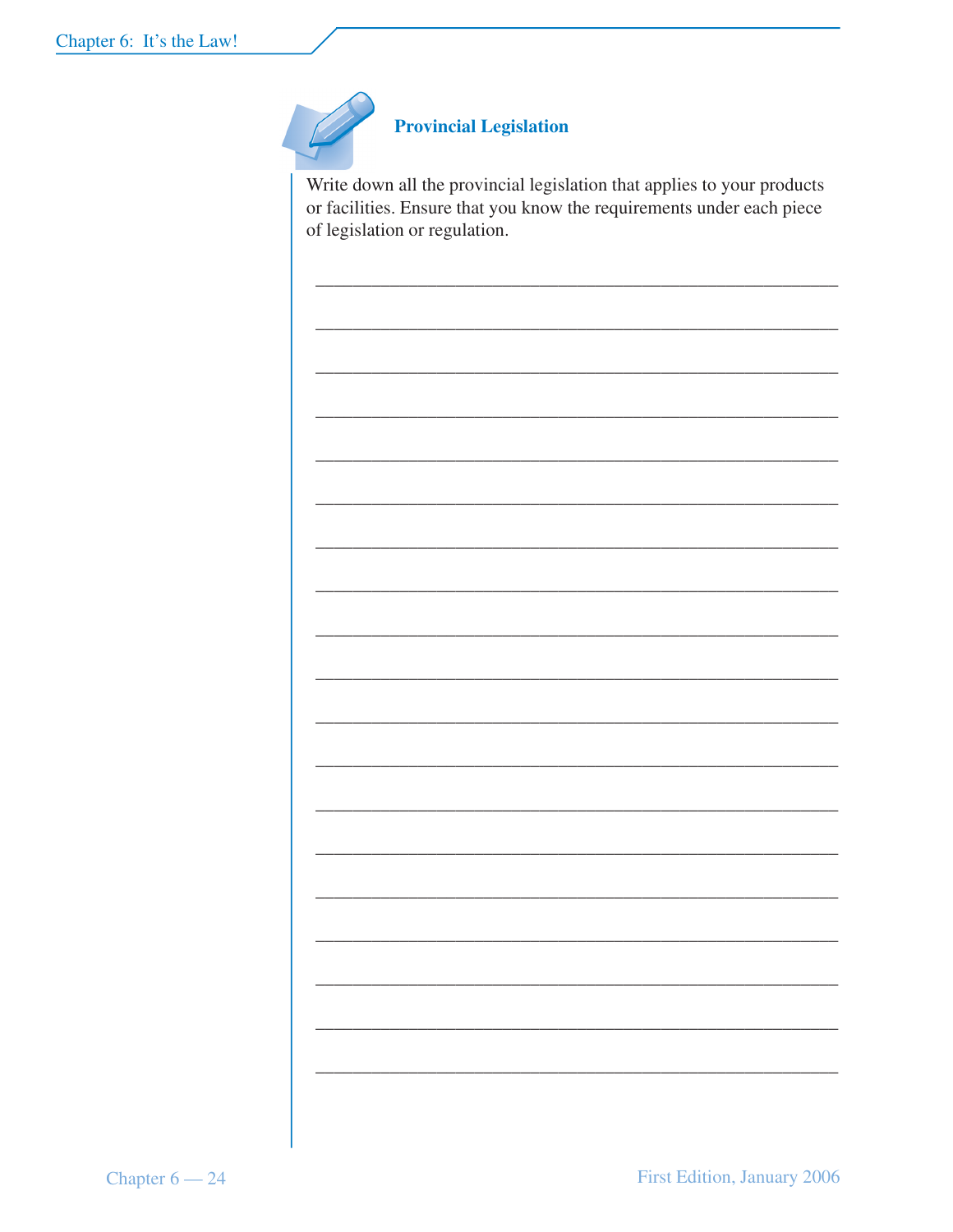### Provincial Legislation

Write down all the provincial legislation that applies to your products or facilities. Ensure that you know the requirements under each piece of legislation or regulation.

______________________________________________________

______________________________________________________

______________________________________________________

______________________________________________________

______________________________________________________

______________________________________________________

______________________________________________________

______________________________________________________

______________________________________________________

______________________________________________________

______________________________________________________

______________________________________________________

______________________________________________________

______________________________________________________

______________________________________________________

______________________________________________________

______________________________________________________

______________________________________________________

______________________________________________________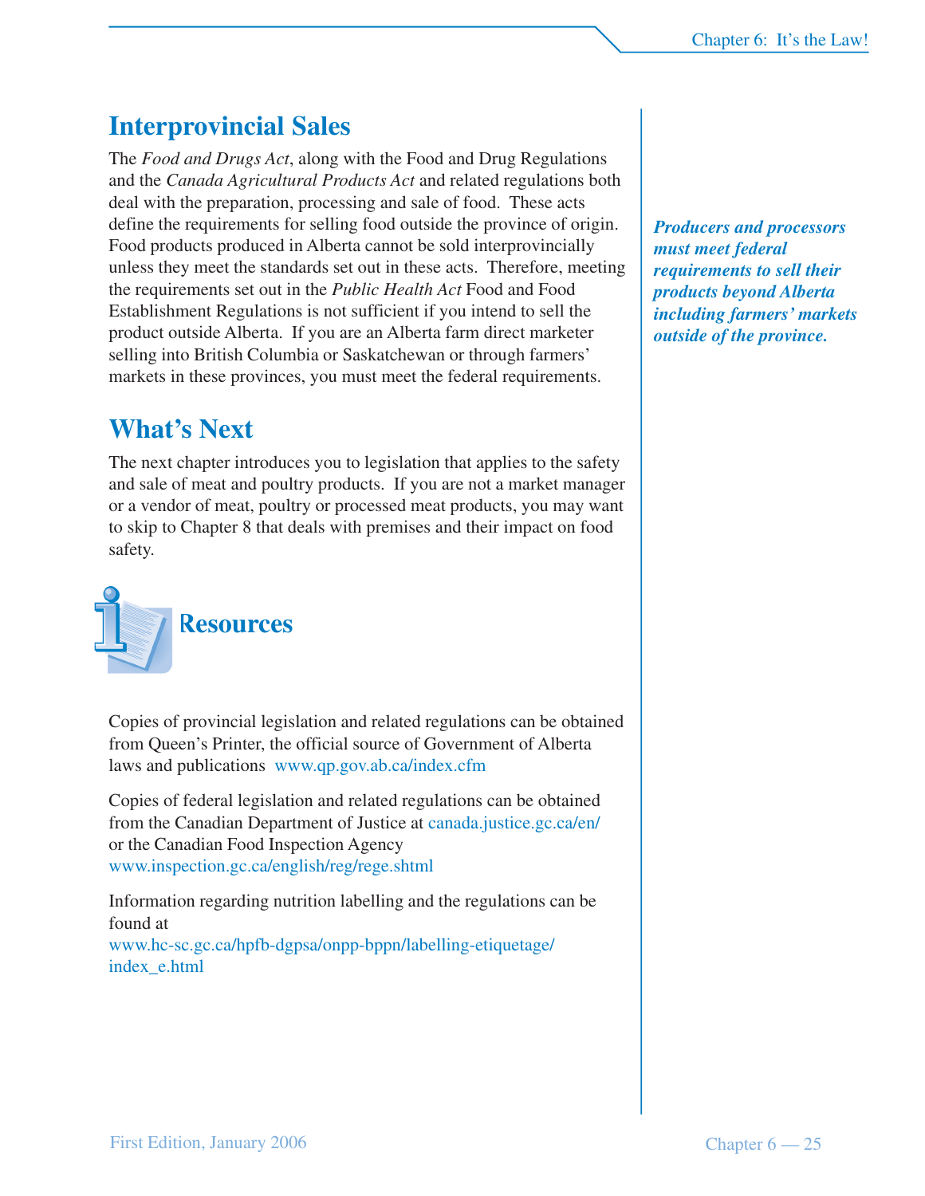## Interprovincial Sales

The *Food and Drugs Act*, along with the Food and Drug Regulations and the *Canada Agricultural Products Act* and related regulations both deal with the preparation, processing and sale of food. These acts define the requirements for selling food outside the province of origin. Food products produced in Alberta cannot be sold interprovincially unless they meet the standards set out in these acts. Therefore, meeting the requirements set out in the *Public Health Act* Food and Food Establishment Regulations is not sufficient if you intend to sell the product outside Alberta. If you are an Alberta farm direct marketer selling into British Columbia or Saskatchewan or through farmers' markets in these provinces, you must meet the federal requirements.

***Producers and processors must meet federal requirements to sell their products beyond Alberta including farmers' markets outside of the province.***

## What's Next

The next chapter introduces you to legislation that applies to the safety and sale of meat and poultry products. If you are not a market manager or a vendor of meat, poultry or processed meat products, you may want to skip to Chapter 8 that deals with premises and their impact on food safety.

## Resources

Copies of provincial legislation and related regulations can be obtained from Queen's Printer, the official source of Government of Alberta laws and publications www.qp.gov.ab.ca/index.cfm

Copies of federal legislation and related regulations can be obtained from the Canadian Department of Justice at canada.justice.gc.ca/en/ or the Canadian Food Inspection Agency www.inspection.gc.ca/english/reg/rege.shtml

Information regarding nutrition labelling and the regulations can be found at www.hc-sc.gc.ca/hpfb-dgpsa/onpp-bppn/labelling-etiquetage/index_e.html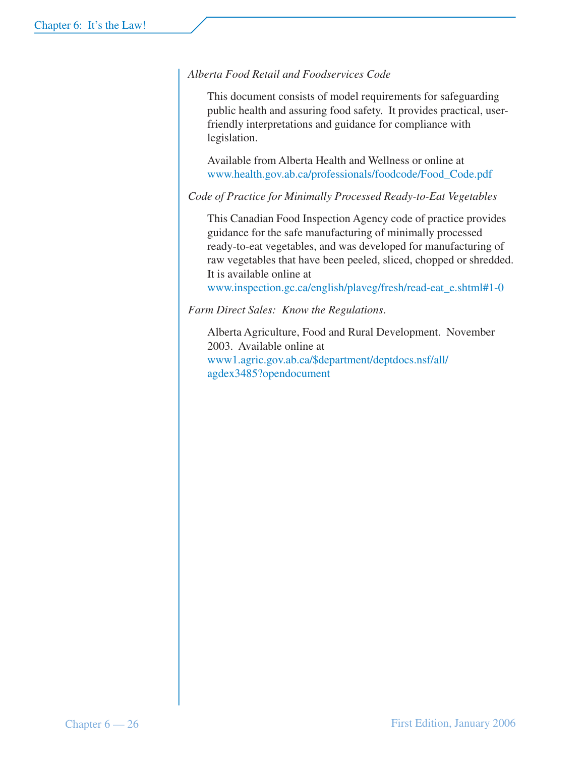*Alberta Food Retail and Foodservices Code*

This document consists of model requirements for safeguarding public health and assuring food safety. It provides practical, user-friendly interpretations and guidance for compliance with legislation.

Available from Alberta Health and Wellness or online at www.health.gov.ab.ca/professionals/foodcode/Food_Code.pdf

*Code of Practice for Minimally Processed Ready-to-Eat Vegetables*

This Canadian Food Inspection Agency code of practice provides guidance for the safe manufacturing of minimally processed ready-to-eat vegetables, and was developed for manufacturing of raw vegetables that have been peeled, sliced, chopped or shredded. It is available online at www.inspection.gc.ca/english/plaveg/fresh/read-eat_e.shtml#1-0

*Farm Direct Sales: Know the Regulations*.

Alberta Agriculture, Food and Rural Development. November 2003. Available online at www1.agric.gov.ab.ca/$department/deptdocs.nsf/all/agdex3485?opendocument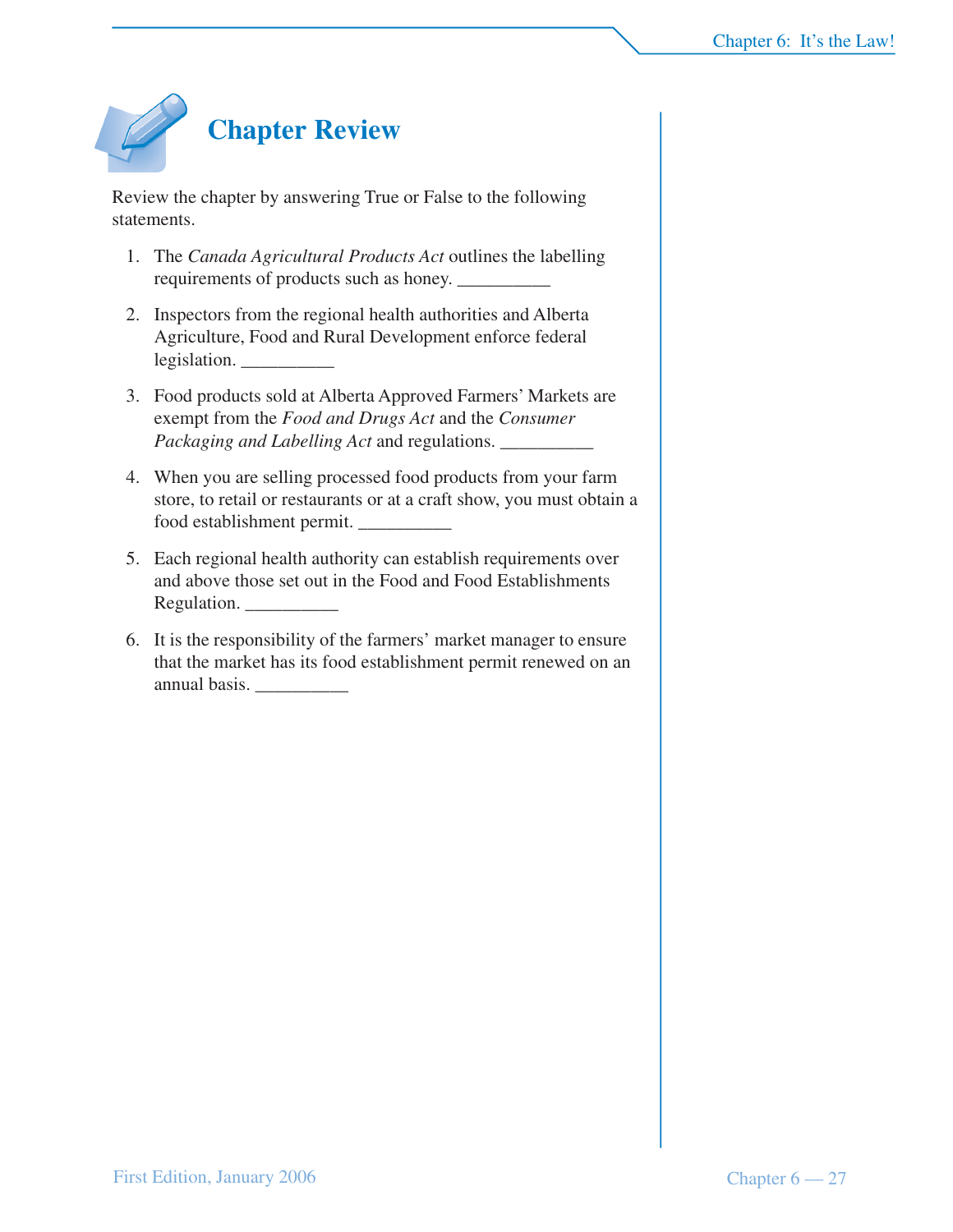# Chapter Review

Review the chapter by answering True or False to the following statements.

1. The *Canada Agricultural Products Act* outlines the labelling requirements of products such as honey. __________

2. Inspectors from the regional health authorities and Alberta Agriculture, Food and Rural Development enforce federal legislation. __________

3. Food products sold at Alberta Approved Farmers' Markets are exempt from the *Food and Drugs Act* and the *Consumer Packaging and Labelling Act* and regulations. __________

4. When you are selling processed food products from your farm store, to retail or restaurants or at a craft show, you must obtain a food establishment permit. __________

5. Each regional health authority can establish requirements over and above those set out in the Food and Food Establishments Regulation. __________

6. It is the responsibility of the farmers' market manager to ensure that the market has its food establishment permit renewed on an annual basis. __________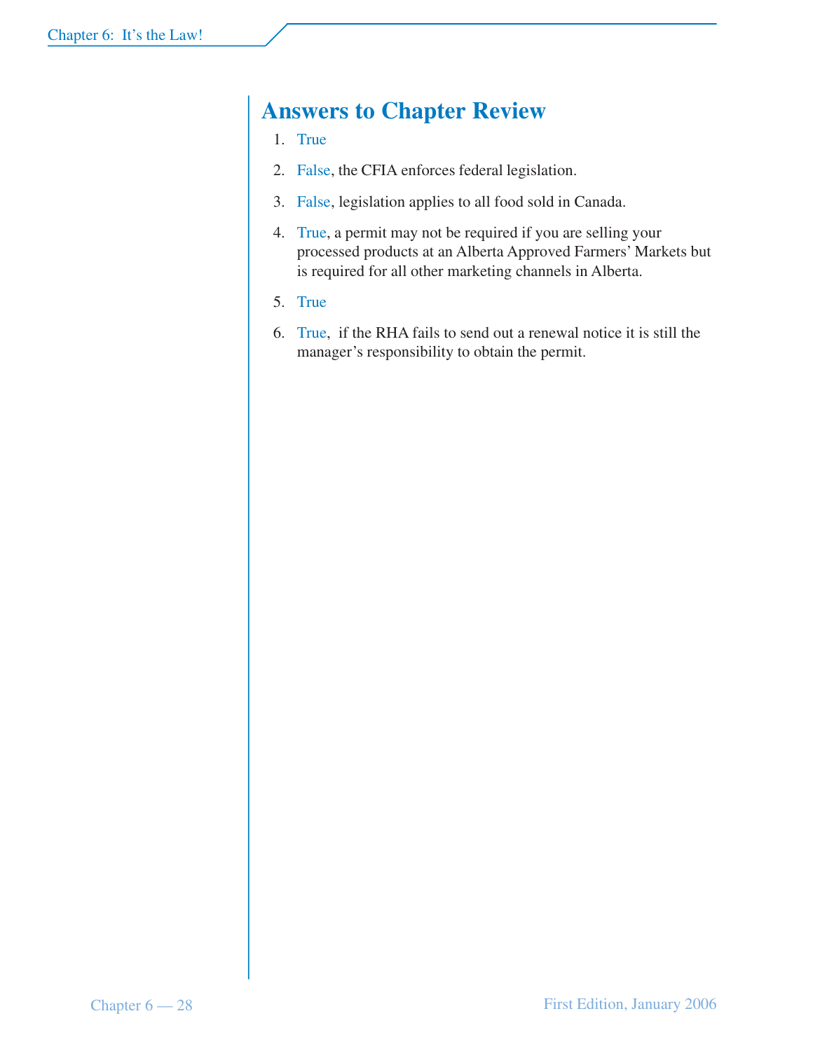## Answers to Chapter Review

1. True
2. False, the CFIA enforces federal legislation.
3. False, legislation applies to all food sold in Canada.
4. True, a permit may not be required if you are selling your processed products at an Alberta Approved Farmers' Markets but is required for all other marketing channels in Alberta.
5. True
6. True, if the RHA fails to send out a renewal notice it is still the manager's responsibility to obtain the permit.